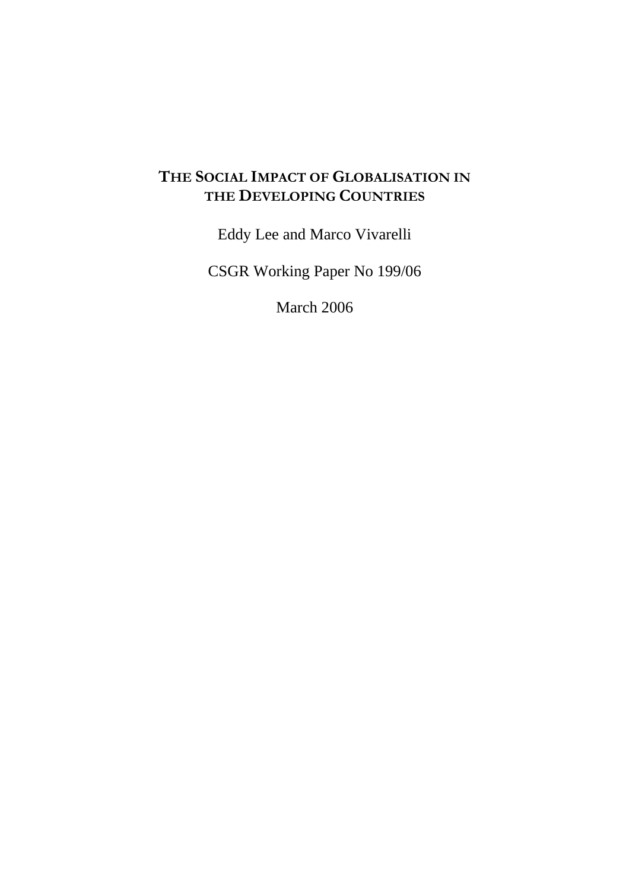# THE SOCIAL IMPACT OF GLOBALISATION IN THE DEVELOPING COUNTRIES

Eddy Lee and Marco Vivarelli

CSGR Working Paper No 199/06

March 2006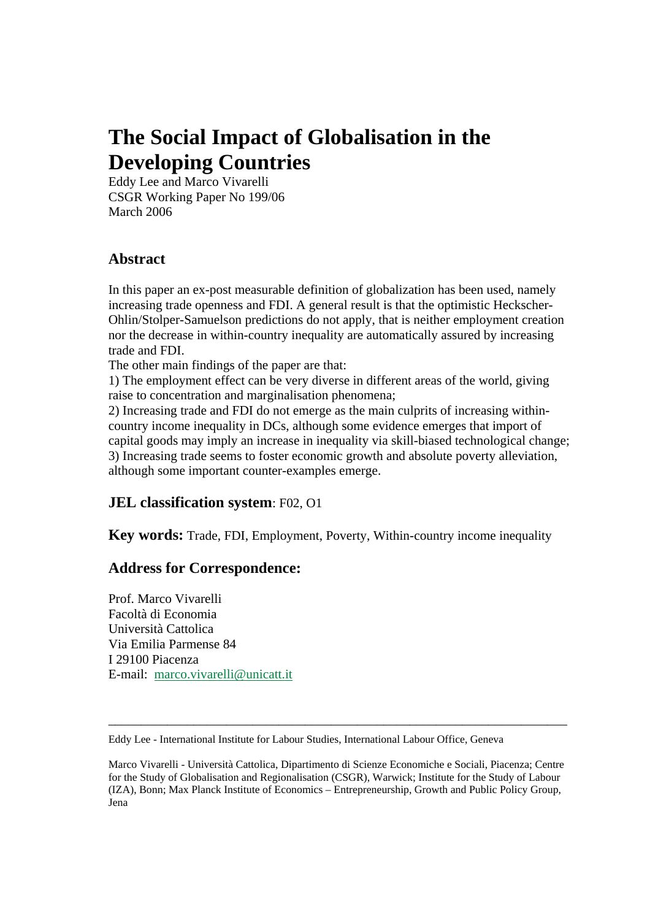# The Social Impact of Globalisation in the Developing Countries

Eddy Lee and Marco Vivarelli
CSGR Working Paper No 199/06
March 2006

## Abstract

In this paper an ex-post measurable definition of globalization has been used, namely increasing trade openness and FDI. A general result is that the optimistic Heckscher-Ohlin/Stolper-Samuelson predictions do not apply, that is neither employment creation nor the decrease in within-country inequality are automatically assured by increasing trade and FDI.

The other main findings of the paper are that:

1) The employment effect can be very diverse in different areas of the world, giving raise to concentration and marginalisation phenomena;
2) Increasing trade and FDI do not emerge as the main culprits of increasing within-country income inequality in DCs, although some evidence emerges that import of capital goods may imply an increase in inequality via skill-biased technological change;
3) Increasing trade seems to foster economic growth and absolute poverty alleviation, although some important counter-examples emerge.

### JEL classification system: F02, O1

**Key words:** Trade, FDI, Employment, Poverty, Within-country income inequality

## Address for Correspondence:

Prof. Marco Vivarelli
Facoltà di Economia
Università Cattolica
Via Emilia Parmense 84
I 29100 Piacenza
E-mail: marco.vivarelli@unicatt.it

---

Eddy Lee - International Institute for Labour Studies, International Labour Office, Geneva

Marco Vivarelli - Università Cattolica, Dipartimento di Scienze Economiche e Sociali, Piacenza; Centre for the Study of Globalisation and Regionalisation (CSGR), Warwick; Institute for the Study of Labour (IZA), Bonn; Max Planck Institute of Economics – Entrepreneurship, Growth and Public Policy Group, Jena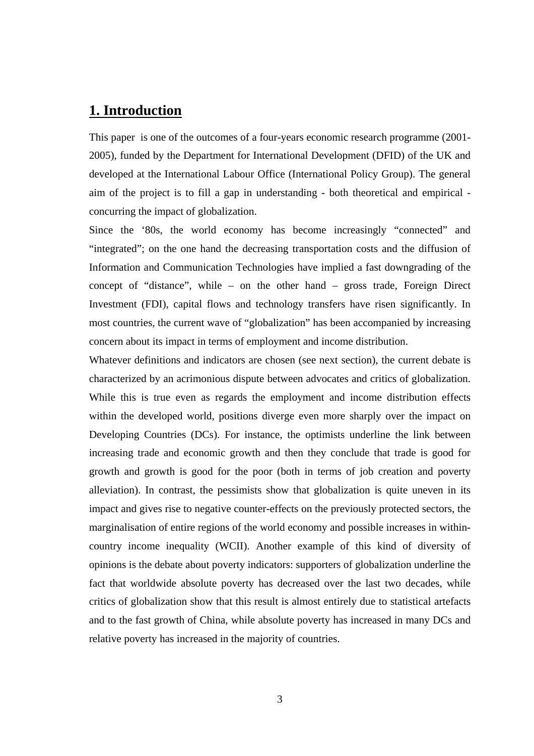## 1. Introduction

This paper is one of the outcomes of a four-years economic research programme (2001-2005), funded by the Department for International Development (DFID) of the UK and developed at the International Labour Office (International Policy Group). The general aim of the project is to fill a gap in understanding - both theoretical and empirical - concurring the impact of globalization.

Since the '80s, the world economy has become increasingly "connected" and "integrated"; on the one hand the decreasing transportation costs and the diffusion of Information and Communication Technologies have implied a fast downgrading of the concept of "distance", while – on the other hand – gross trade, Foreign Direct Investment (FDI), capital flows and technology transfers have risen significantly. In most countries, the current wave of "globalization" has been accompanied by increasing concern about its impact in terms of employment and income distribution.

Whatever definitions and indicators are chosen (see next section), the current debate is characterized by an acrimonious dispute between advocates and critics of globalization. While this is true even as regards the employment and income distribution effects within the developed world, positions diverge even more sharply over the impact on Developing Countries (DCs). For instance, the optimists underline the link between increasing trade and economic growth and then they conclude that trade is good for growth and growth is good for the poor (both in terms of job creation and poverty alleviation). In contrast, the pessimists show that globalization is quite uneven in its impact and gives rise to negative counter-effects on the previously protected sectors, the marginalisation of entire regions of the world economy and possible increases in within-country income inequality (WCII). Another example of this kind of diversity of opinions is the debate about poverty indicators: supporters of globalization underline the fact that worldwide absolute poverty has decreased over the last two decades, while critics of globalization show that this result is almost entirely due to statistical artefacts and to the fast growth of China, while absolute poverty has increased in many DCs and relative poverty has increased in the majority of countries.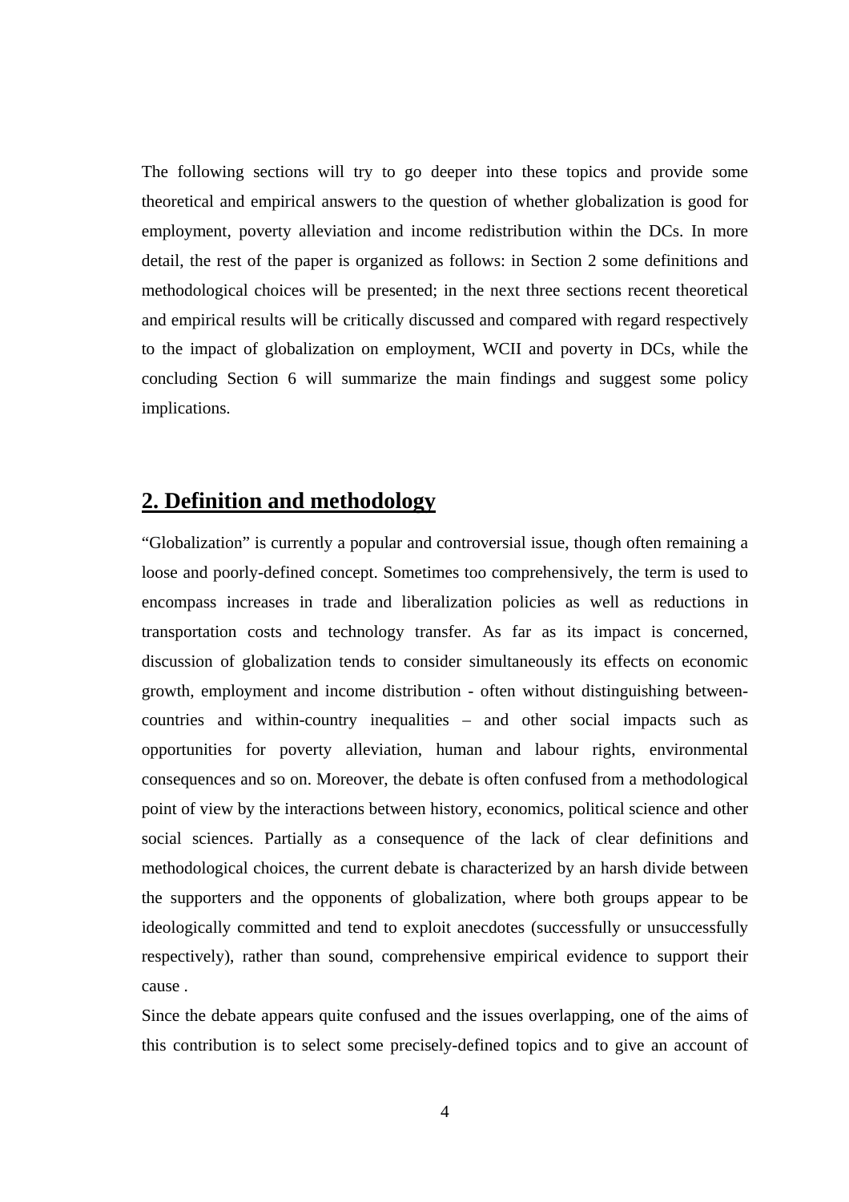The following sections will try to go deeper into these topics and provide some theoretical and empirical answers to the question of whether globalization is good for employment, poverty alleviation and income redistribution within the DCs. In more detail, the rest of the paper is organized as follows: in Section 2 some definitions and methodological choices will be presented; in the next three sections recent theoretical and empirical results will be critically discussed and compared with regard respectively to the impact of globalization on employment, WCII and poverty in DCs, while the concluding Section 6 will summarize the main findings and suggest some policy implications.

## 2. Definition and methodology

"Globalization" is currently a popular and controversial issue, though often remaining a loose and poorly-defined concept. Sometimes too comprehensively, the term is used to encompass increases in trade and liberalization policies as well as reductions in transportation costs and technology transfer. As far as its impact is concerned, discussion of globalization tends to consider simultaneously its effects on economic growth, employment and income distribution - often without distinguishing between-countries and within-country inequalities – and other social impacts such as opportunities for poverty alleviation, human and labour rights, environmental consequences and so on. Moreover, the debate is often confused from a methodological point of view by the interactions between history, economics, political science and other social sciences. Partially as a consequence of the lack of clear definitions and methodological choices, the current debate is characterized by an harsh divide between the supporters and the opponents of globalization, where both groups appear to be ideologically committed and tend to exploit anecdotes (successfully or unsuccessfully respectively), rather than sound, comprehensive empirical evidence to support their cause .

Since the debate appears quite confused and the issues overlapping, one of the aims of this contribution is to select some precisely-defined topics and to give an account of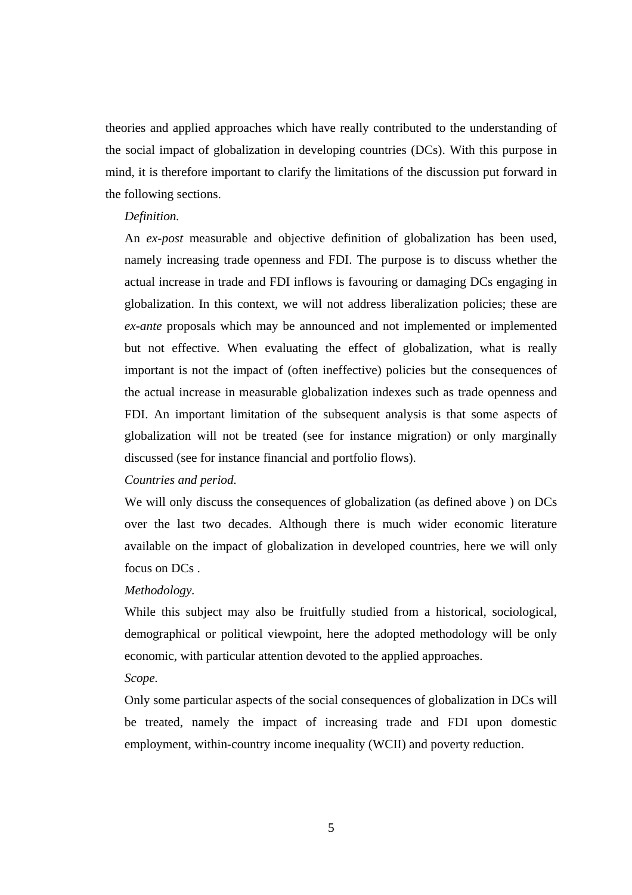theories and applied approaches which have really contributed to the understanding of the social impact of globalization in developing countries (DCs). With this purpose in mind, it is therefore important to clarify the limitations of the discussion put forward in the following sections.

*Definition.*

An *ex-post* measurable and objective definition of globalization has been used, namely increasing trade openness and FDI. The purpose is to discuss whether the actual increase in trade and FDI inflows is favouring or damaging DCs engaging in globalization. In this context, we will not address liberalization policies; these are *ex-ante* proposals which may be announced and not implemented or implemented but not effective. When evaluating the effect of globalization, what is really important is not the impact of (often ineffective) policies but the consequences of the actual increase in measurable globalization indexes such as trade openness and FDI. An important limitation of the subsequent analysis is that some aspects of globalization will not be treated (see for instance migration) or only marginally discussed (see for instance financial and portfolio flows).

*Countries and period.*

We will only discuss the consequences of globalization (as defined above ) on DCs over the last two decades. Although there is much wider economic literature available on the impact of globalization in developed countries, here we will only focus on DCs .

*Methodology.*

While this subject may also be fruitfully studied from a historical, sociological, demographical or political viewpoint, here the adopted methodology will be only economic, with particular attention devoted to the applied approaches.

*Scope.*

Only some particular aspects of the social consequences of globalization in DCs will be treated, namely the impact of increasing trade and FDI upon domestic employment, within-country income inequality (WCII) and poverty reduction.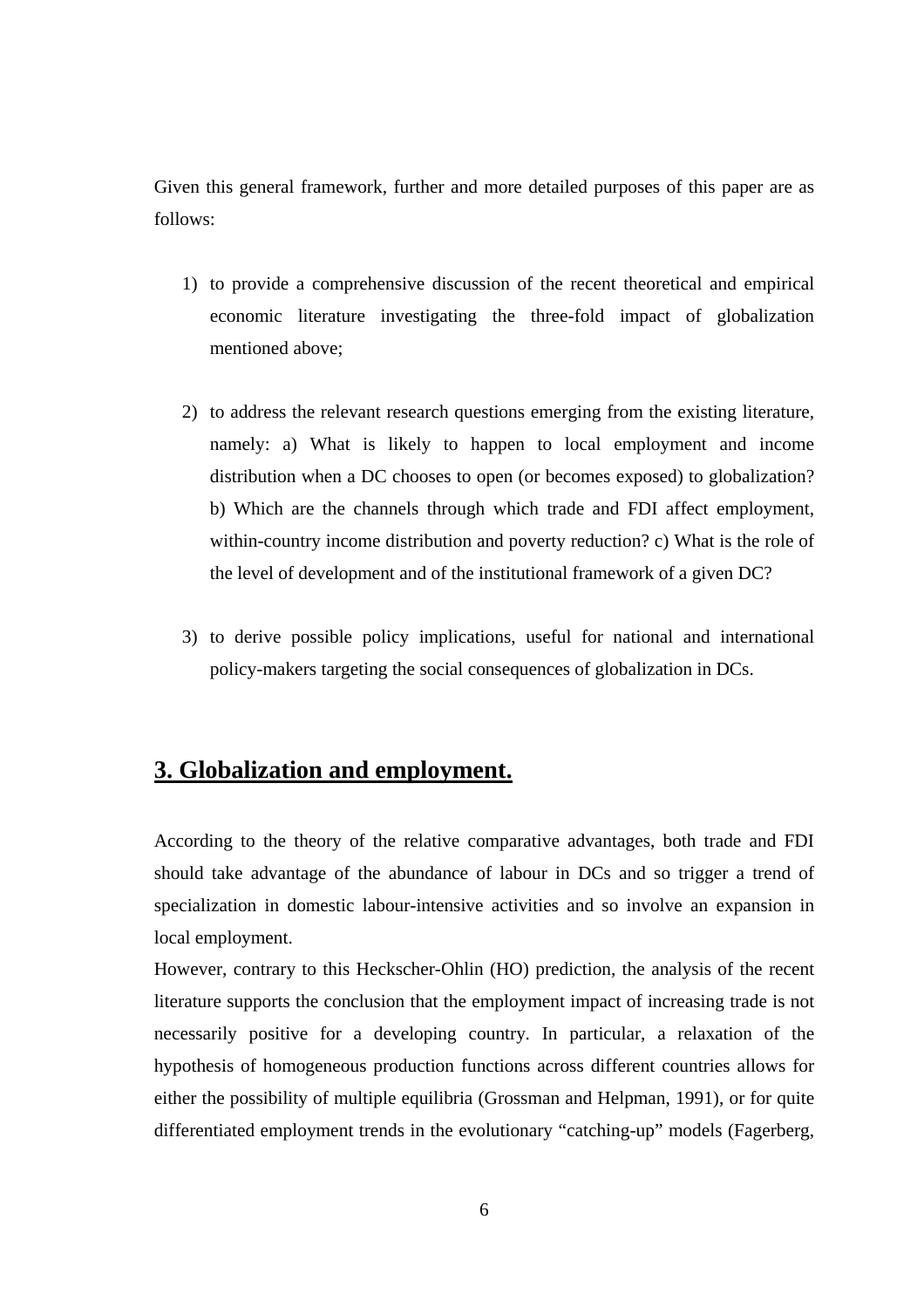Given this general framework, further and more detailed purposes of this paper are as follows:

1) to provide a comprehensive discussion of the recent theoretical and empirical economic literature investigating the three-fold impact of globalization mentioned above;

2) to address the relevant research questions emerging from the existing literature, namely: a) What is likely to happen to local employment and income distribution when a DC chooses to open (or becomes exposed) to globalization? b) Which are the channels through which trade and FDI affect employment, within-country income distribution and poverty reduction? c) What is the role of the level of development and of the institutional framework of a given DC?

3) to derive possible policy implications, useful for national and international policy-makers targeting the social consequences of globalization in DCs.

## 3. Globalization and employment.

According to the theory of the relative comparative advantages, both trade and FDI should take advantage of the abundance of labour in DCs and so trigger a trend of specialization in domestic labour-intensive activities and so involve an expansion in local employment.

However, contrary to this Heckscher-Ohlin (HO) prediction, the analysis of the recent literature supports the conclusion that the employment impact of increasing trade is not necessarily positive for a developing country. In particular, a relaxation of the hypothesis of homogeneous production functions across different countries allows for either the possibility of multiple equilibria (Grossman and Helpman, 1991), or for quite differentiated employment trends in the evolutionary "catching-up" models (Fagerberg,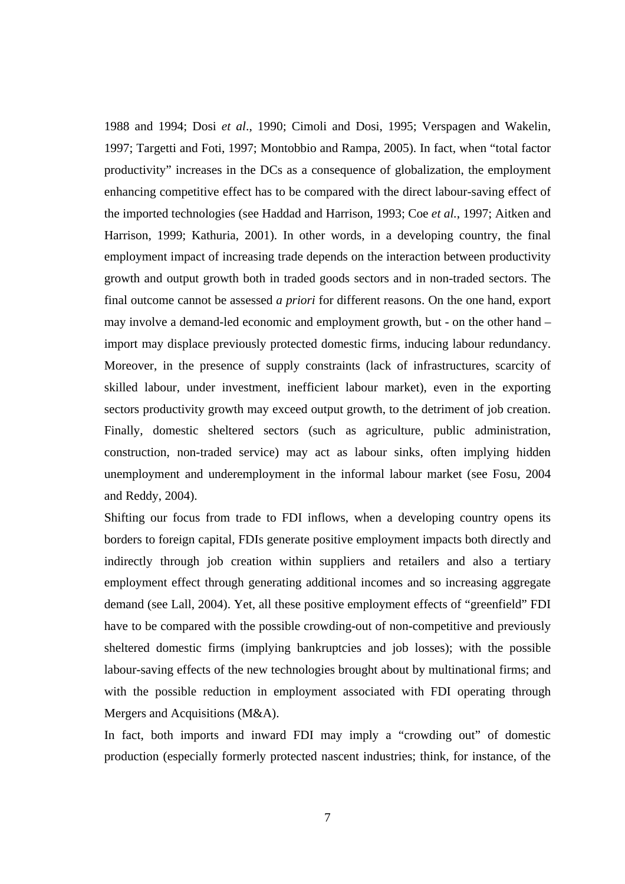1988 and 1994; Dosi *et al*., 1990; Cimoli and Dosi, 1995; Verspagen and Wakelin, 1997; Targetti and Foti, 1997; Montobbio and Rampa, 2005). In fact, when "total factor productivity" increases in the DCs as a consequence of globalization, the employment enhancing competitive effect has to be compared with the direct labour-saving effect of the imported technologies (see Haddad and Harrison, 1993; Coe *et al*., 1997; Aitken and Harrison, 1999; Kathuria, 2001). In other words, in a developing country, the final employment impact of increasing trade depends on the interaction between productivity growth and output growth both in traded goods sectors and in non-traded sectors. The final outcome cannot be assessed *a priori* for different reasons. On the one hand, export may involve a demand-led economic and employment growth, but - on the other hand – import may displace previously protected domestic firms, inducing labour redundancy. Moreover, in the presence of supply constraints (lack of infrastructures, scarcity of skilled labour, under investment, inefficient labour market), even in the exporting sectors productivity growth may exceed output growth, to the detriment of job creation. Finally, domestic sheltered sectors (such as agriculture, public administration, construction, non-traded service) may act as labour sinks, often implying hidden unemployment and underemployment in the informal labour market (see Fosu, 2004 and Reddy, 2004).

Shifting our focus from trade to FDI inflows, when a developing country opens its borders to foreign capital, FDIs generate positive employment impacts both directly and indirectly through job creation within suppliers and retailers and also a tertiary employment effect through generating additional incomes and so increasing aggregate demand (see Lall, 2004). Yet, all these positive employment effects of "greenfield" FDI have to be compared with the possible crowding-out of non-competitive and previously sheltered domestic firms (implying bankruptcies and job losses); with the possible labour-saving effects of the new technologies brought about by multinational firms; and with the possible reduction in employment associated with FDI operating through Mergers and Acquisitions (M&A).

In fact, both imports and inward FDI may imply a "crowding out" of domestic production (especially formerly protected nascent industries; think, for instance, of the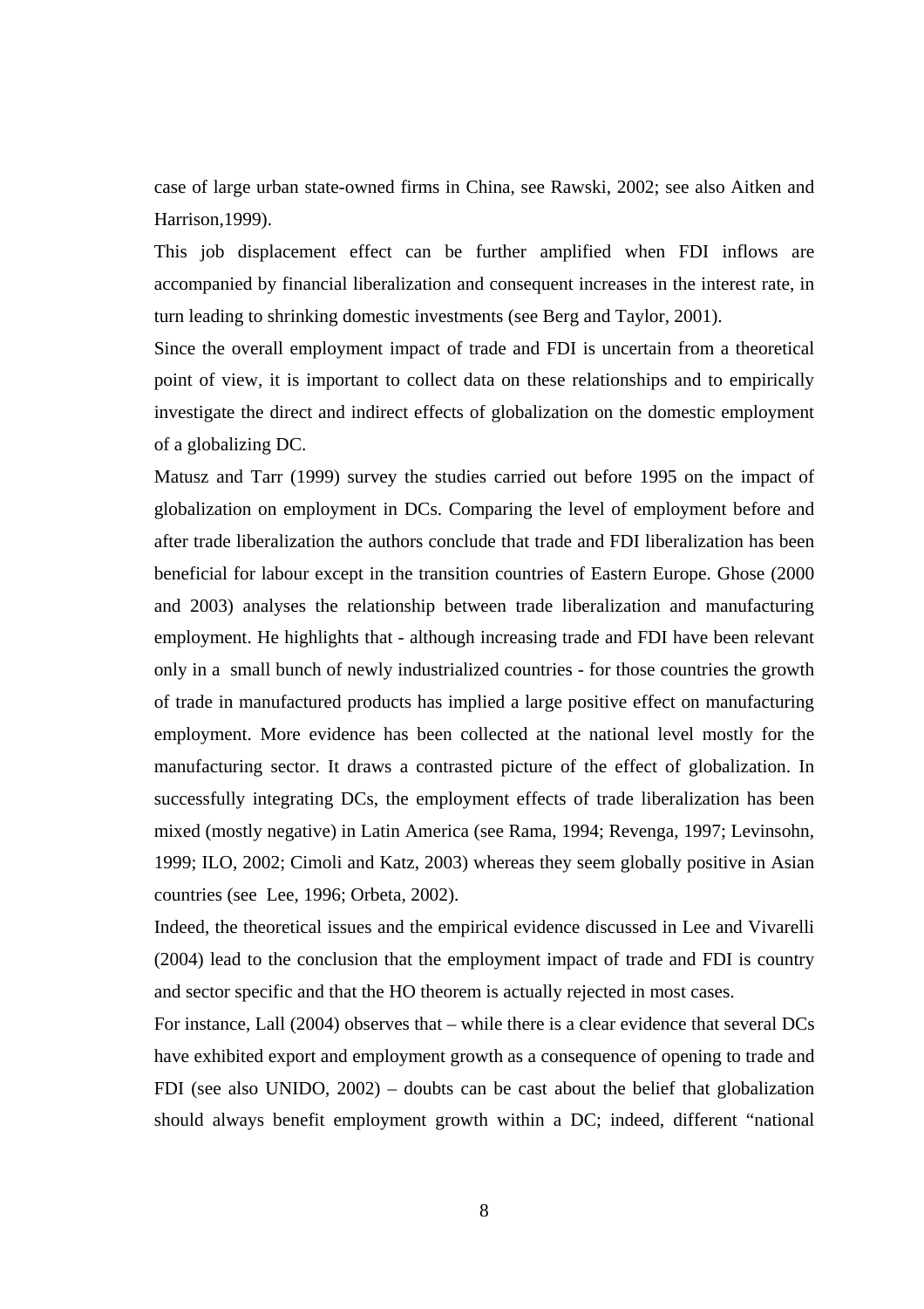case of large urban state-owned firms in China, see Rawski, 2002; see also Aitken and Harrison,1999).

This job displacement effect can be further amplified when FDI inflows are accompanied by financial liberalization and consequent increases in the interest rate, in turn leading to shrinking domestic investments (see Berg and Taylor, 2001).

Since the overall employment impact of trade and FDI is uncertain from a theoretical point of view, it is important to collect data on these relationships and to empirically investigate the direct and indirect effects of globalization on the domestic employment of a globalizing DC.

Matusz and Tarr (1999) survey the studies carried out before 1995 on the impact of globalization on employment in DCs. Comparing the level of employment before and after trade liberalization the authors conclude that trade and FDI liberalization has been beneficial for labour except in the transition countries of Eastern Europe. Ghose (2000 and 2003) analyses the relationship between trade liberalization and manufacturing employment. He highlights that - although increasing trade and FDI have been relevant only in a small bunch of newly industrialized countries - for those countries the growth of trade in manufactured products has implied a large positive effect on manufacturing employment. More evidence has been collected at the national level mostly for the manufacturing sector. It draws a contrasted picture of the effect of globalization. In successfully integrating DCs, the employment effects of trade liberalization has been mixed (mostly negative) in Latin America (see Rama, 1994; Revenga, 1997; Levinsohn, 1999; ILO, 2002; Cimoli and Katz, 2003) whereas they seem globally positive in Asian countries (see Lee, 1996; Orbeta, 2002).

Indeed, the theoretical issues and the empirical evidence discussed in Lee and Vivarelli (2004) lead to the conclusion that the employment impact of trade and FDI is country and sector specific and that the HO theorem is actually rejected in most cases.

For instance, Lall (2004) observes that – while there is a clear evidence that several DCs have exhibited export and employment growth as a consequence of opening to trade and FDI (see also UNIDO, 2002) – doubts can be cast about the belief that globalization should always benefit employment growth within a DC; indeed, different "national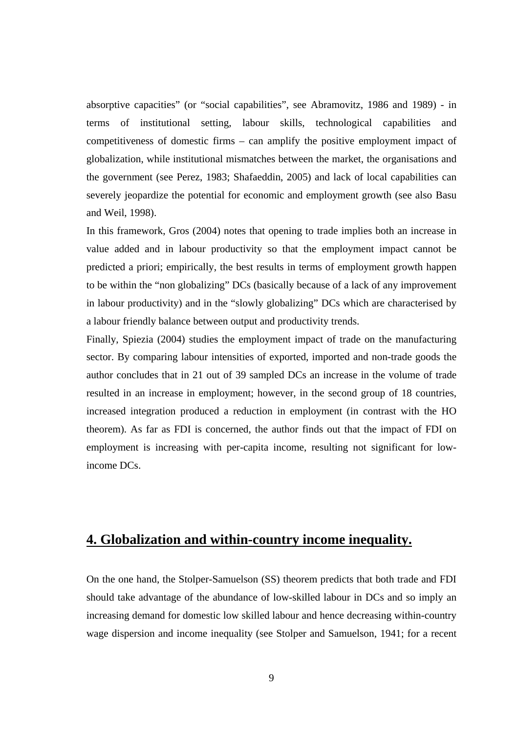absorptive capacities" (or "social capabilities", see Abramovitz, 1986 and 1989) - in terms of institutional setting, labour skills, technological capabilities and competitiveness of domestic firms – can amplify the positive employment impact of globalization, while institutional mismatches between the market, the organisations and the government (see Perez, 1983; Shafaeddin, 2005) and lack of local capabilities can severely jeopardize the potential for economic and employment growth (see also Basu and Weil, 1998).

In this framework, Gros (2004) notes that opening to trade implies both an increase in value added and in labour productivity so that the employment impact cannot be predicted a priori; empirically, the best results in terms of employment growth happen to be within the "non globalizing" DCs (basically because of a lack of any improvement in labour productivity) and in the "slowly globalizing" DCs which are characterised by a labour friendly balance between output and productivity trends.

Finally, Spiezia (2004) studies the employment impact of trade on the manufacturing sector. By comparing labour intensities of exported, imported and non-trade goods the author concludes that in 21 out of 39 sampled DCs an increase in the volume of trade resulted in an increase in employment; however, in the second group of 18 countries, increased integration produced a reduction in employment (in contrast with the HO theorem). As far as FDI is concerned, the author finds out that the impact of FDI on employment is increasing with per-capita income, resulting not significant for low-income DCs.

## 4. Globalization and within-country income inequality.

On the one hand, the Stolper-Samuelson (SS) theorem predicts that both trade and FDI should take advantage of the abundance of low-skilled labour in DCs and so imply an increasing demand for domestic low skilled labour and hence decreasing within-country wage dispersion and income inequality (see Stolper and Samuelson, 1941; for a recent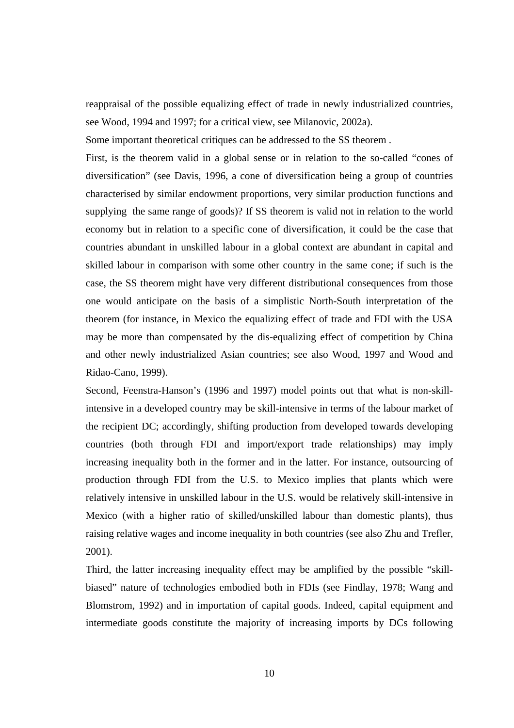reappraisal of the possible equalizing effect of trade in newly industrialized countries, see Wood, 1994 and 1997; for a critical view, see Milanovic, 2002a).

Some important theoretical critiques can be addressed to the SS theorem .

First, is the theorem valid in a global sense or in relation to the so-called "cones of diversification" (see Davis, 1996, a cone of diversification being a group of countries characterised by similar endowment proportions, very similar production functions and supplying the same range of goods)? If SS theorem is valid not in relation to the world economy but in relation to a specific cone of diversification, it could be the case that countries abundant in unskilled labour in a global context are abundant in capital and skilled labour in comparison with some other country in the same cone; if such is the case, the SS theorem might have very different distributional consequences from those one would anticipate on the basis of a simplistic North-South interpretation of the theorem (for instance, in Mexico the equalizing effect of trade and FDI with the USA may be more than compensated by the dis-equalizing effect of competition by China and other newly industrialized Asian countries; see also Wood, 1997 and Wood and Ridao-Cano, 1999).

Second, Feenstra-Hanson's (1996 and 1997) model points out that what is non-skill-intensive in a developed country may be skill-intensive in terms of the labour market of the recipient DC; accordingly, shifting production from developed towards developing countries (both through FDI and import/export trade relationships) may imply increasing inequality both in the former and in the latter. For instance, outsourcing of production through FDI from the U.S. to Mexico implies that plants which were relatively intensive in unskilled labour in the U.S. would be relatively skill-intensive in Mexico (with a higher ratio of skilled/unskilled labour than domestic plants), thus raising relative wages and income inequality in both countries (see also Zhu and Trefler, 2001).

Third, the latter increasing inequality effect may be amplified by the possible "skill-biased" nature of technologies embodied both in FDIs (see Findlay, 1978; Wang and Blomstrom, 1992) and in importation of capital goods. Indeed, capital equipment and intermediate goods constitute the majority of increasing imports by DCs following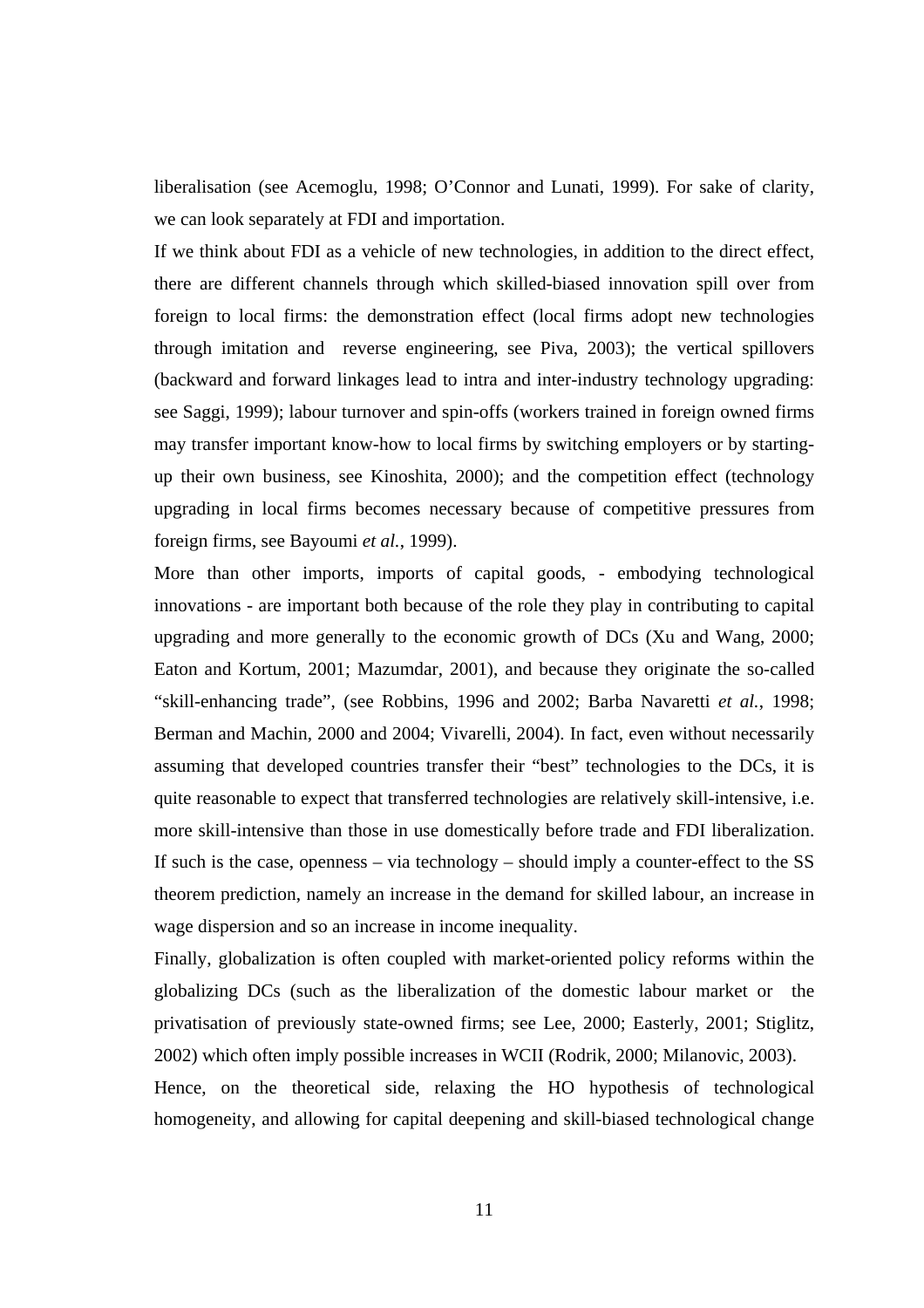liberalisation (see Acemoglu, 1998; O'Connor and Lunati, 1999). For sake of clarity, we can look separately at FDI and importation.

If we think about FDI as a vehicle of new technologies, in addition to the direct effect, there are different channels through which skilled-biased innovation spill over from foreign to local firms: the demonstration effect (local firms adopt new technologies through imitation and reverse engineering, see Piva, 2003); the vertical spillovers (backward and forward linkages lead to intra and inter-industry technology upgrading: see Saggi, 1999); labour turnover and spin-offs (workers trained in foreign owned firms may transfer important know-how to local firms by switching employers or by starting-up their own business, see Kinoshita, 2000); and the competition effect (technology upgrading in local firms becomes necessary because of competitive pressures from foreign firms, see Bayoumi *et al.*, 1999).

More than other imports, imports of capital goods, - embodying technological innovations - are important both because of the role they play in contributing to capital upgrading and more generally to the economic growth of DCs (Xu and Wang, 2000; Eaton and Kortum, 2001; Mazumdar, 2001), and because they originate the so-called "skill-enhancing trade", (see Robbins, 1996 and 2002; Barba Navaretti *et al.*, 1998; Berman and Machin, 2000 and 2004; Vivarelli, 2004). In fact, even without necessarily assuming that developed countries transfer their "best" technologies to the DCs, it is quite reasonable to expect that transferred technologies are relatively skill-intensive, i.e. more skill-intensive than those in use domestically before trade and FDI liberalization. If such is the case, openness – via technology – should imply a counter-effect to the SS theorem prediction, namely an increase in the demand for skilled labour, an increase in wage dispersion and so an increase in income inequality.

Finally, globalization is often coupled with market-oriented policy reforms within the globalizing DCs (such as the liberalization of the domestic labour market or the privatisation of previously state-owned firms; see Lee, 2000; Easterly, 2001; Stiglitz, 2002) which often imply possible increases in WCII (Rodrik, 2000; Milanovic, 2003).

Hence, on the theoretical side, relaxing the HO hypothesis of technological homogeneity, and allowing for capital deepening and skill-biased technological change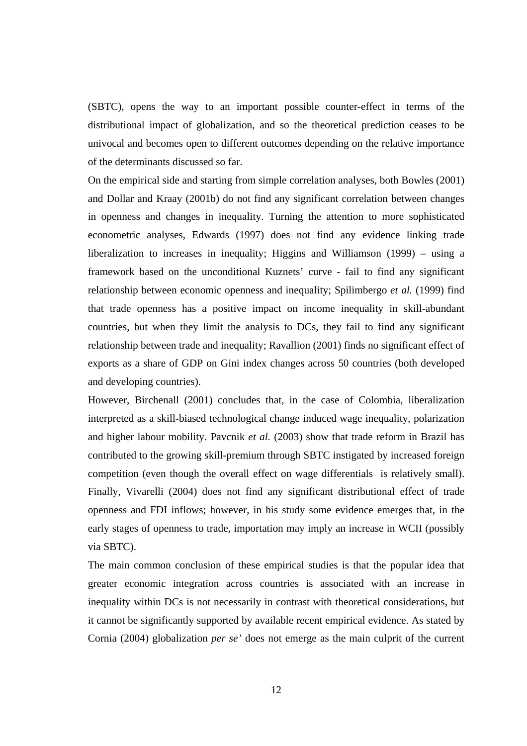(SBTC), opens the way to an important possible counter-effect in terms of the distributional impact of globalization, and so the theoretical prediction ceases to be univocal and becomes open to different outcomes depending on the relative importance of the determinants discussed so far.

On the empirical side and starting from simple correlation analyses, both Bowles (2001) and Dollar and Kraay (2001b) do not find any significant correlation between changes in openness and changes in inequality. Turning the attention to more sophisticated econometric analyses, Edwards (1997) does not find any evidence linking trade liberalization to increases in inequality; Higgins and Williamson (1999) – using a framework based on the unconditional Kuznets' curve - fail to find any significant relationship between economic openness and inequality; Spilimbergo *et al.* (1999) find that trade openness has a positive impact on income inequality in skill-abundant countries, but when they limit the analysis to DCs, they fail to find any significant relationship between trade and inequality; Ravallion (2001) finds no significant effect of exports as a share of GDP on Gini index changes across 50 countries (both developed and developing countries).

However, Birchenall (2001) concludes that, in the case of Colombia, liberalization interpreted as a skill-biased technological change induced wage inequality, polarization and higher labour mobility. Pavcnik *et al.* (2003) show that trade reform in Brazil has contributed to the growing skill-premium through SBTC instigated by increased foreign competition (even though the overall effect on wage differentials is relatively small). Finally, Vivarelli (2004) does not find any significant distributional effect of trade openness and FDI inflows; however, in his study some evidence emerges that, in the early stages of openness to trade, importation may imply an increase in WCII (possibly via SBTC).

The main common conclusion of these empirical studies is that the popular idea that greater economic integration across countries is associated with an increase in inequality within DCs is not necessarily in contrast with theoretical considerations, but it cannot be significantly supported by available recent empirical evidence. As stated by Cornia (2004) globalization *per se'* does not emerge as the main culprit of the current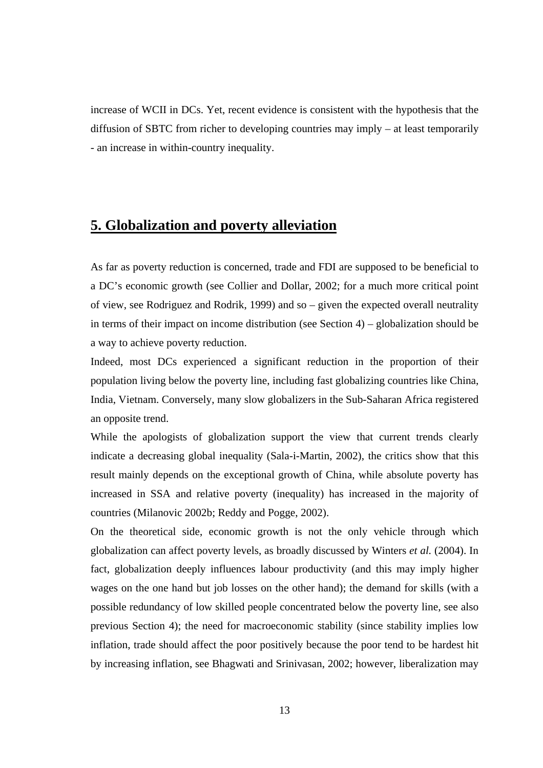increase of WCII in DCs. Yet, recent evidence is consistent with the hypothesis that the diffusion of SBTC from richer to developing countries may imply – at least temporarily - an increase in within-country inequality.

## 5. Globalization and poverty alleviation

As far as poverty reduction is concerned, trade and FDI are supposed to be beneficial to a DC's economic growth (see Collier and Dollar, 2002; for a much more critical point of view, see Rodriguez and Rodrik, 1999) and so – given the expected overall neutrality in terms of their impact on income distribution (see Section 4) – globalization should be a way to achieve poverty reduction.

Indeed, most DCs experienced a significant reduction in the proportion of their population living below the poverty line, including fast globalizing countries like China, India, Vietnam. Conversely, many slow globalizers in the Sub-Saharan Africa registered an opposite trend.

While the apologists of globalization support the view that current trends clearly indicate a decreasing global inequality (Sala-i-Martin, 2002), the critics show that this result mainly depends on the exceptional growth of China, while absolute poverty has increased in SSA and relative poverty (inequality) has increased in the majority of countries (Milanovic 2002b; Reddy and Pogge, 2002).

On the theoretical side, economic growth is not the only vehicle through which globalization can affect poverty levels, as broadly discussed by Winters *et al.* (2004). In fact, globalization deeply influences labour productivity (and this may imply higher wages on the one hand but job losses on the other hand); the demand for skills (with a possible redundancy of low skilled people concentrated below the poverty line, see also previous Section 4); the need for macroeconomic stability (since stability implies low inflation, trade should affect the poor positively because the poor tend to be hardest hit by increasing inflation, see Bhagwati and Srinivasan, 2002; however, liberalization may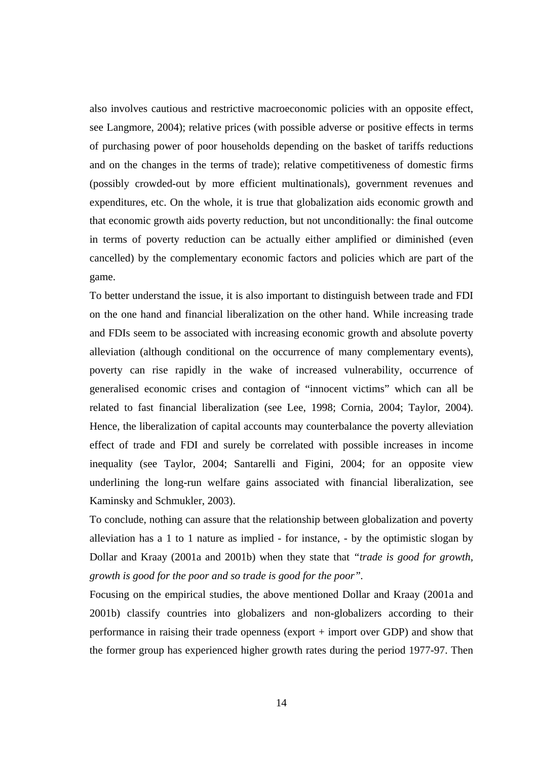also involves cautious and restrictive macroeconomic policies with an opposite effect, see Langmore, 2004); relative prices (with possible adverse or positive effects in terms of purchasing power of poor households depending on the basket of tariffs reductions and on the changes in the terms of trade); relative competitiveness of domestic firms (possibly crowded-out by more efficient multinationals), government revenues and expenditures, etc. On the whole, it is true that globalization aids economic growth and that economic growth aids poverty reduction, but not unconditionally: the final outcome in terms of poverty reduction can be actually either amplified or diminished (even cancelled) by the complementary economic factors and policies which are part of the game.

To better understand the issue, it is also important to distinguish between trade and FDI on the one hand and financial liberalization on the other hand. While increasing trade and FDIs seem to be associated with increasing economic growth and absolute poverty alleviation (although conditional on the occurrence of many complementary events), poverty can rise rapidly in the wake of increased vulnerability, occurrence of generalised economic crises and contagion of "innocent victims" which can all be related to fast financial liberalization (see Lee, 1998; Cornia, 2004; Taylor, 2004). Hence, the liberalization of capital accounts may counterbalance the poverty alleviation effect of trade and FDI and surely be correlated with possible increases in income inequality (see Taylor, 2004; Santarelli and Figini, 2004; for an opposite view underlining the long-run welfare gains associated with financial liberalization, see Kaminsky and Schmukler, 2003).

To conclude, nothing can assure that the relationship between globalization and poverty alleviation has a 1 to 1 nature as implied - for instance, - by the optimistic slogan by Dollar and Kraay (2001a and 2001b) when they state that *"trade is good for growth, growth is good for the poor and so trade is good for the poor"*.

Focusing on the empirical studies, the above mentioned Dollar and Kraay (2001a and 2001b) classify countries into globalizers and non-globalizers according to their performance in raising their trade openness (export + import over GDP) and show that the former group has experienced higher growth rates during the period 1977-97. Then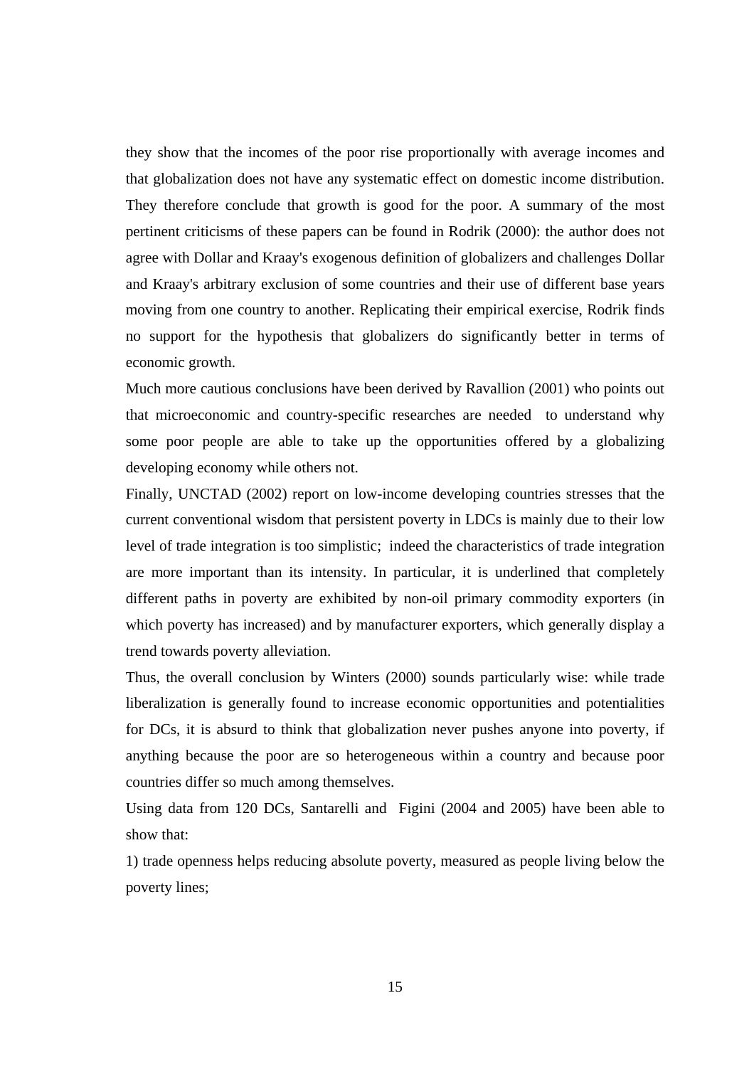they show that the incomes of the poor rise proportionally with average incomes and that globalization does not have any systematic effect on domestic income distribution. They therefore conclude that growth is good for the poor. A summary of the most pertinent criticisms of these papers can be found in Rodrik (2000): the author does not agree with Dollar and Kraay's exogenous definition of globalizers and challenges Dollar and Kraay's arbitrary exclusion of some countries and their use of different base years moving from one country to another. Replicating their empirical exercise, Rodrik finds no support for the hypothesis that globalizers do significantly better in terms of economic growth.

Much more cautious conclusions have been derived by Ravallion (2001) who points out that microeconomic and country-specific researches are needed to understand why some poor people are able to take up the opportunities offered by a globalizing developing economy while others not.

Finally, UNCTAD (2002) report on low-income developing countries stresses that the current conventional wisdom that persistent poverty in LDCs is mainly due to their low level of trade integration is too simplistic; indeed the characteristics of trade integration are more important than its intensity. In particular, it is underlined that completely different paths in poverty are exhibited by non-oil primary commodity exporters (in which poverty has increased) and by manufacturer exporters, which generally display a trend towards poverty alleviation.

Thus, the overall conclusion by Winters (2000) sounds particularly wise: while trade liberalization is generally found to increase economic opportunities and potentialities for DCs, it is absurd to think that globalization never pushes anyone into poverty, if anything because the poor are so heterogeneous within a country and because poor countries differ so much among themselves.

Using data from 120 DCs, Santarelli and Figini (2004 and 2005) have been able to show that:

1) trade openness helps reducing absolute poverty, measured as people living below the poverty lines;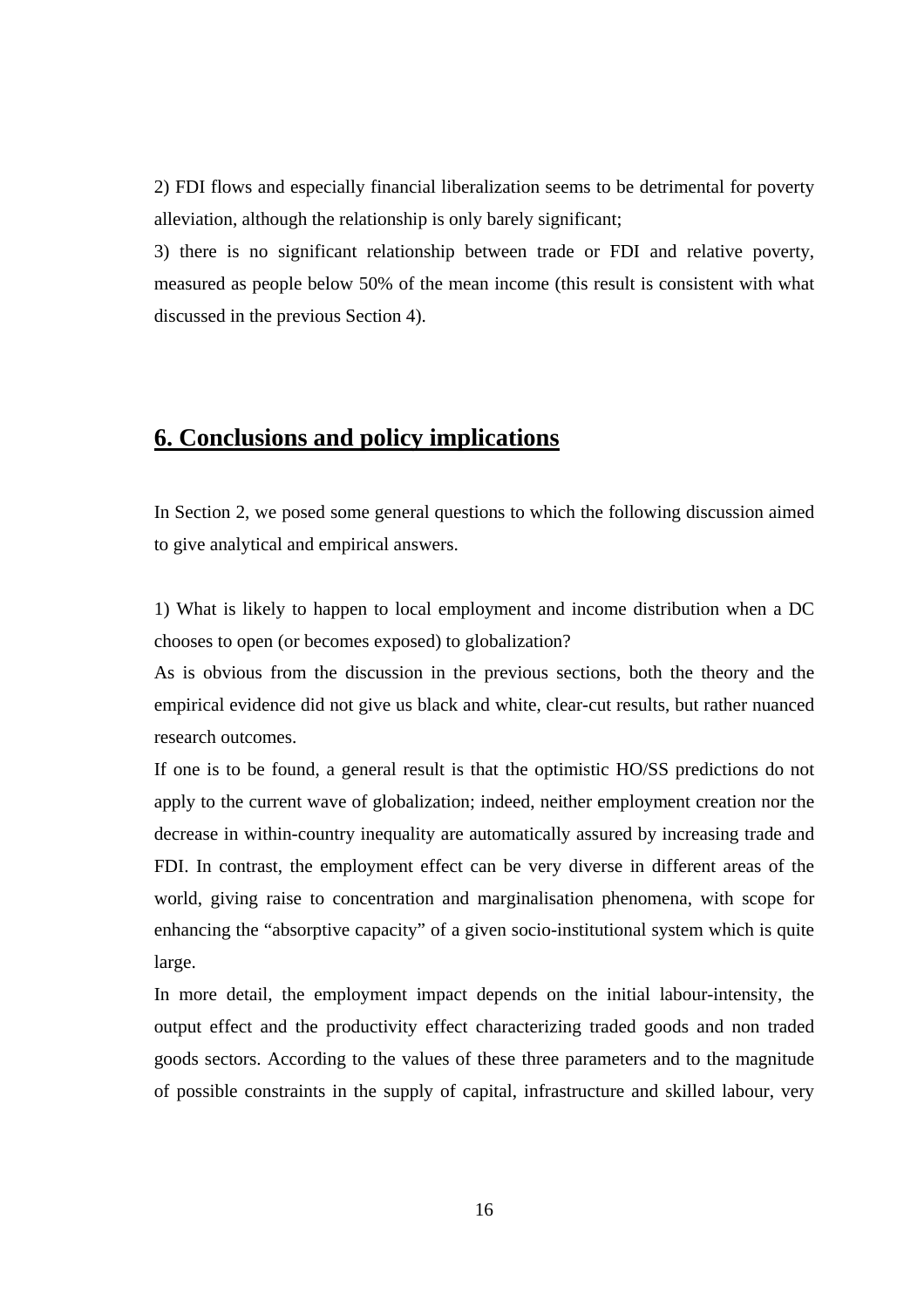2) FDI flows and especially financial liberalization seems to be detrimental for poverty alleviation, although the relationship is only barely significant;

3) there is no significant relationship between trade or FDI and relative poverty, measured as people below 50% of the mean income (this result is consistent with what discussed in the previous Section 4).

## 6. Conclusions and policy implications

In Section 2, we posed some general questions to which the following discussion aimed to give analytical and empirical answers.

1) What is likely to happen to local employment and income distribution when a DC chooses to open (or becomes exposed) to globalization?

As is obvious from the discussion in the previous sections, both the theory and the empirical evidence did not give us black and white, clear-cut results, but rather nuanced research outcomes.

If one is to be found, a general result is that the optimistic HO/SS predictions do not apply to the current wave of globalization; indeed, neither employment creation nor the decrease in within-country inequality are automatically assured by increasing trade and FDI. In contrast, the employment effect can be very diverse in different areas of the world, giving raise to concentration and marginalisation phenomena, with scope for enhancing the "absorptive capacity" of a given socio-institutional system which is quite large.

In more detail, the employment impact depends on the initial labour-intensity, the output effect and the productivity effect characterizing traded goods and non traded goods sectors. According to the values of these three parameters and to the magnitude of possible constraints in the supply of capital, infrastructure and skilled labour, very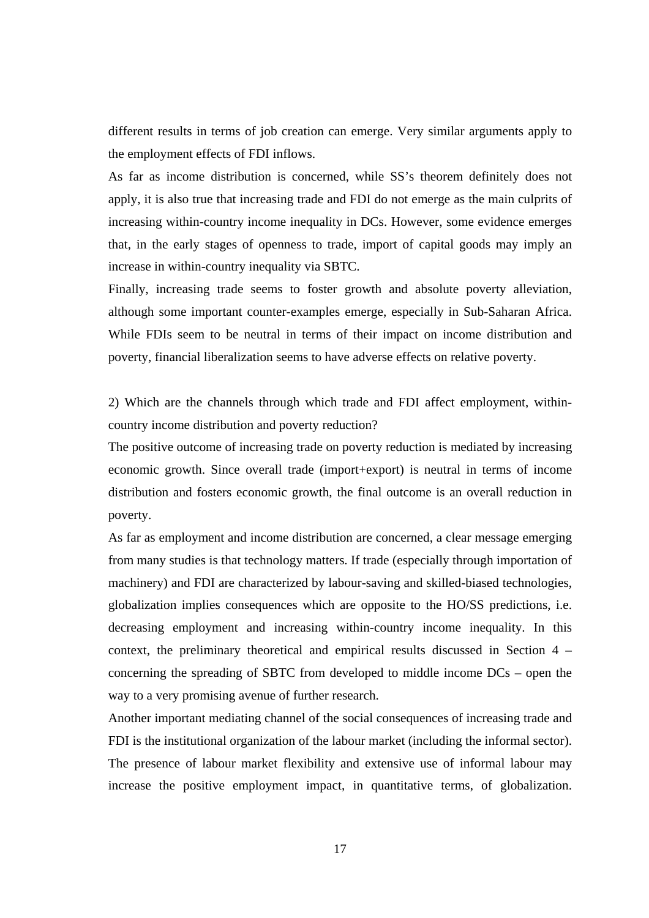different results in terms of job creation can emerge. Very similar arguments apply to the employment effects of FDI inflows.

As far as income distribution is concerned, while SS's theorem definitely does not apply, it is also true that increasing trade and FDI do not emerge as the main culprits of increasing within-country income inequality in DCs. However, some evidence emerges that, in the early stages of openness to trade, import of capital goods may imply an increase in within-country inequality via SBTC.

Finally, increasing trade seems to foster growth and absolute poverty alleviation, although some important counter-examples emerge, especially in Sub-Saharan Africa. While FDIs seem to be neutral in terms of their impact on income distribution and poverty, financial liberalization seems to have adverse effects on relative poverty.

2) Which are the channels through which trade and FDI affect employment, within-country income distribution and poverty reduction?

The positive outcome of increasing trade on poverty reduction is mediated by increasing economic growth. Since overall trade (import+export) is neutral in terms of income distribution and fosters economic growth, the final outcome is an overall reduction in poverty.

As far as employment and income distribution are concerned, a clear message emerging from many studies is that technology matters. If trade (especially through importation of machinery) and FDI are characterized by labour-saving and skilled-biased technologies, globalization implies consequences which are opposite to the HO/SS predictions, i.e. decreasing employment and increasing within-country income inequality. In this context, the preliminary theoretical and empirical results discussed in Section 4 – concerning the spreading of SBTC from developed to middle income DCs – open the way to a very promising avenue of further research.

Another important mediating channel of the social consequences of increasing trade and FDI is the institutional organization of the labour market (including the informal sector). The presence of labour market flexibility and extensive use of informal labour may increase the positive employment impact, in quantitative terms, of globalization.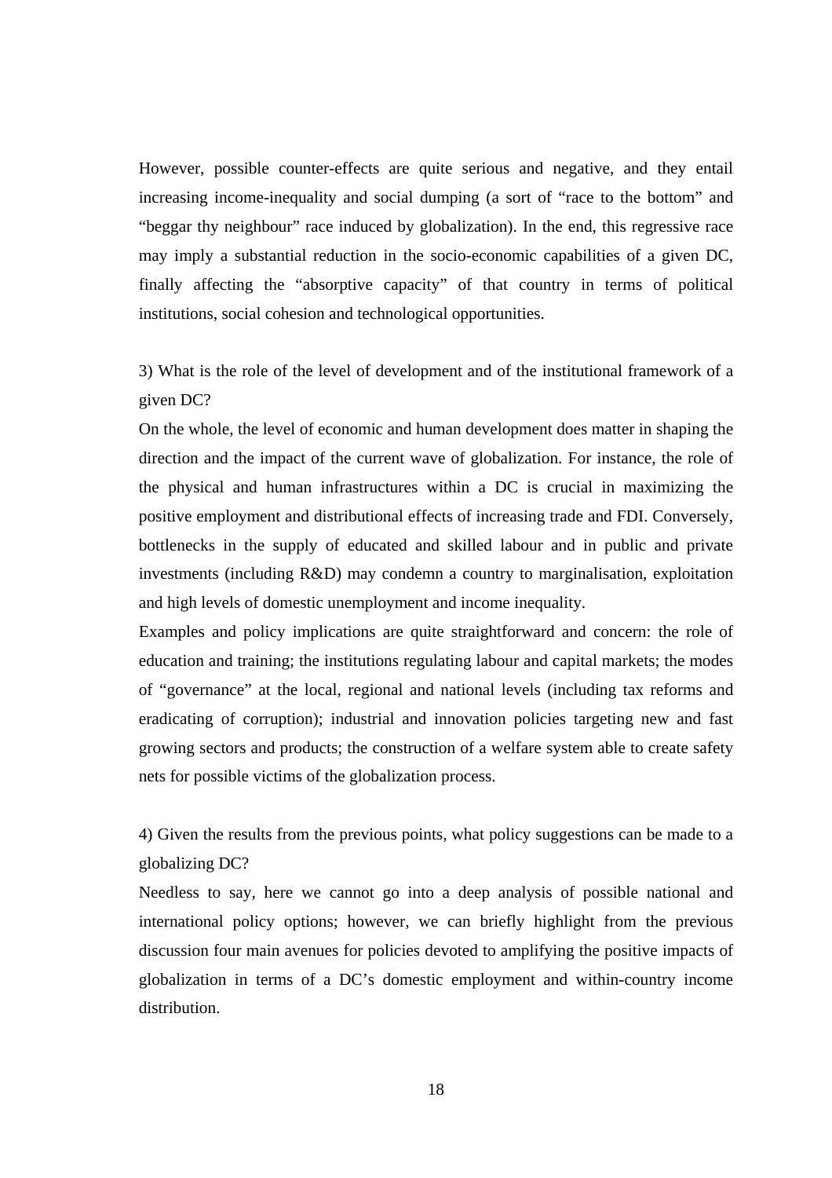However, possible counter-effects are quite serious and negative, and they entail increasing income-inequality and social dumping (a sort of "race to the bottom" and "beggar thy neighbour" race induced by globalization). In the end, this regressive race may imply a substantial reduction in the socio-economic capabilities of a given DC, finally affecting the "absorptive capacity" of that country in terms of political institutions, social cohesion and technological opportunities.

3) What is the role of the level of development and of the institutional framework of a given DC?

On the whole, the level of economic and human development does matter in shaping the direction and the impact of the current wave of globalization. For instance, the role of the physical and human infrastructures within a DC is crucial in maximizing the positive employment and distributional effects of increasing trade and FDI. Conversely, bottlenecks in the supply of educated and skilled labour and in public and private investments (including R&D) may condemn a country to marginalisation, exploitation and high levels of domestic unemployment and income inequality.

Examples and policy implications are quite straightforward and concern: the role of education and training; the institutions regulating labour and capital markets; the modes of "governance" at the local, regional and national levels (including tax reforms and eradicating of corruption); industrial and innovation policies targeting new and fast growing sectors and products; the construction of a welfare system able to create safety nets for possible victims of the globalization process.

4) Given the results from the previous points, what policy suggestions can be made to a globalizing DC?

Needless to say, here we cannot go into a deep analysis of possible national and international policy options; however, we can briefly highlight from the previous discussion four main avenues for policies devoted to amplifying the positive impacts of globalization in terms of a DC's domestic employment and within-country income distribution.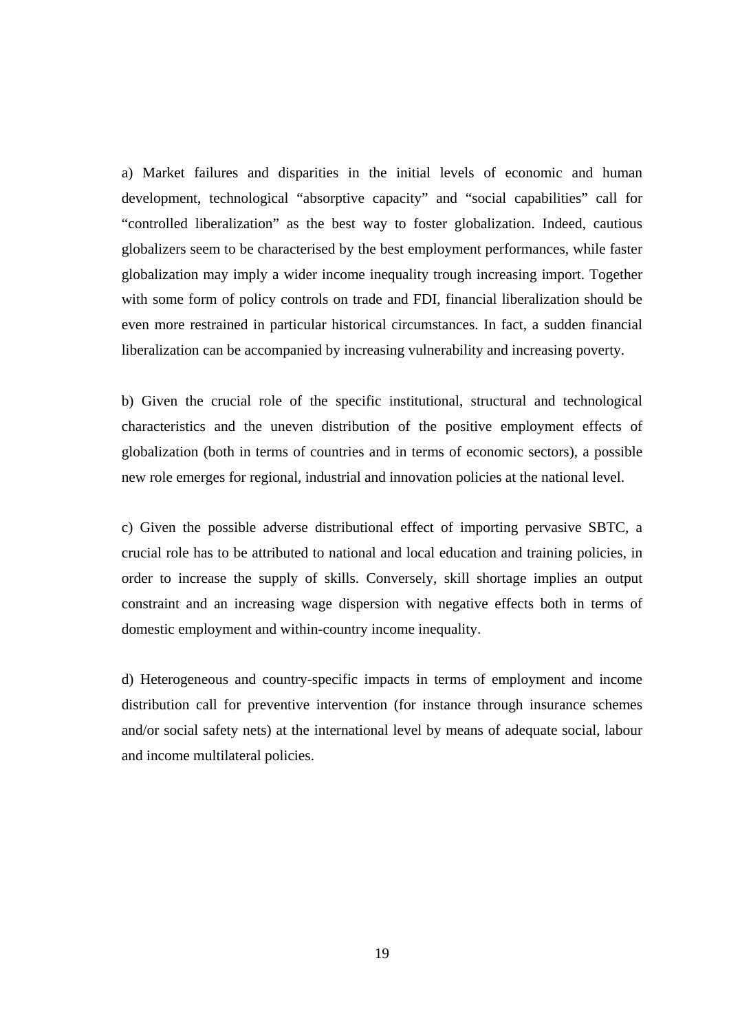a) Market failures and disparities in the initial levels of economic and human development, technological "absorptive capacity" and "social capabilities" call for "controlled liberalization" as the best way to foster globalization. Indeed, cautious globalizers seem to be characterised by the best employment performances, while faster globalization may imply a wider income inequality trough increasing import. Together with some form of policy controls on trade and FDI, financial liberalization should be even more restrained in particular historical circumstances. In fact, a sudden financial liberalization can be accompanied by increasing vulnerability and increasing poverty.

b) Given the crucial role of the specific institutional, structural and technological characteristics and the uneven distribution of the positive employment effects of globalization (both in terms of countries and in terms of economic sectors), a possible new role emerges for regional, industrial and innovation policies at the national level.

c) Given the possible adverse distributional effect of importing pervasive SBTC, a crucial role has to be attributed to national and local education and training policies, in order to increase the supply of skills. Conversely, skill shortage implies an output constraint and an increasing wage dispersion with negative effects both in terms of domestic employment and within-country income inequality.

d) Heterogeneous and country-specific impacts in terms of employment and income distribution call for preventive intervention (for instance through insurance schemes and/or social safety nets) at the international level by means of adequate social, labour and income multilateral policies.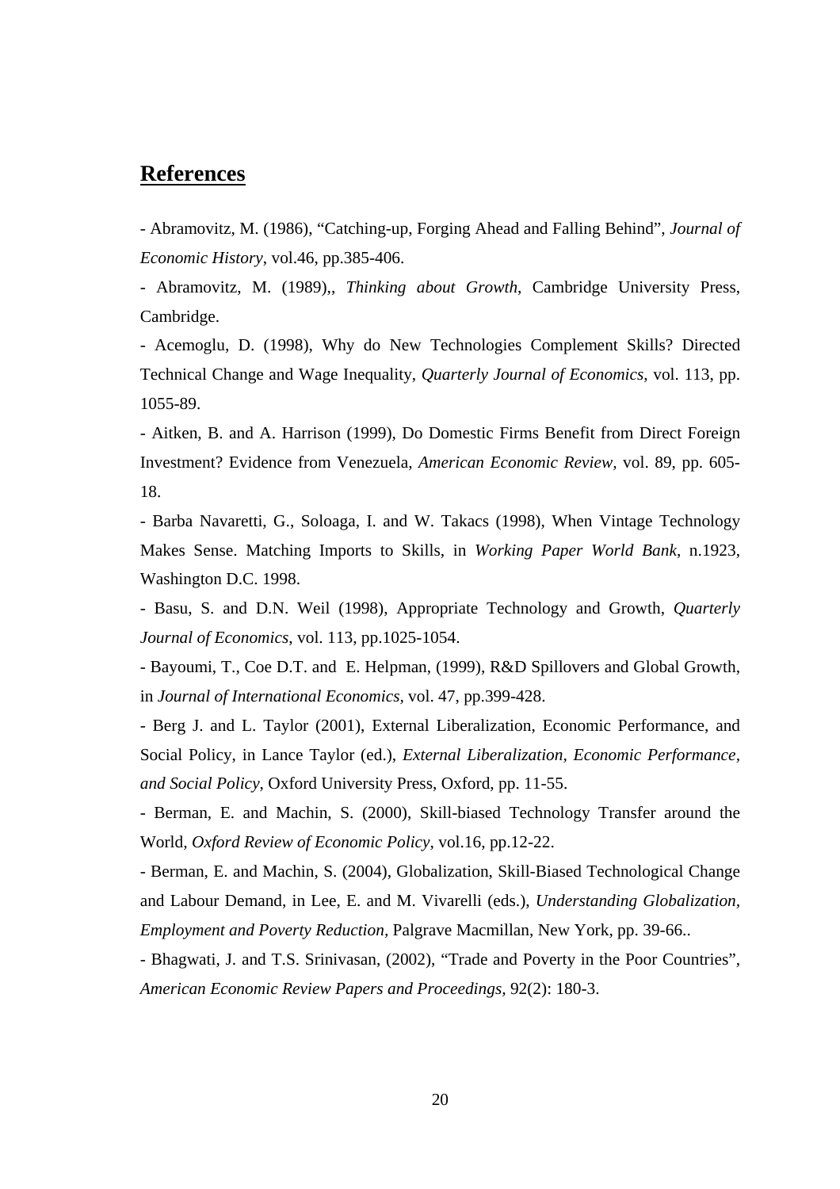## References

- Abramovitz, M. (1986), "Catching-up, Forging Ahead and Falling Behind", *Journal of Economic History*, vol.46, pp.385-406.

- Abramovitz, M. (1989),, *Thinking about Growth*, Cambridge University Press, Cambridge.

- Acemoglu, D. (1998), Why do New Technologies Complement Skills? Directed Technical Change and Wage Inequality, *Quarterly Journal of Economics*, vol. 113, pp. 1055-89.

- Aitken, B. and A. Harrison (1999), Do Domestic Firms Benefit from Direct Foreign Investment? Evidence from Venezuela, *American Economic Review*, vol. 89, pp. 605-18.

- Barba Navaretti, G., Soloaga, I. and W. Takacs (1998), When Vintage Technology Makes Sense. Matching Imports to Skills, in *Working Paper World Bank*, n.1923, Washington D.C. 1998.

- Basu, S. and D.N. Weil (1998), Appropriate Technology and Growth, *Quarterly Journal of Economics*, vol. 113, pp.1025-1054.

- Bayoumi, T., Coe D.T. and E. Helpman, (1999), R&D Spillovers and Global Growth, in *Journal of International Economics*, vol. 47, pp.399-428.

- Berg J. and L. Taylor (2001), External Liberalization, Economic Performance, and Social Policy, in Lance Taylor (ed.), *External Liberalization, Economic Performance, and Social Policy*, Oxford University Press, Oxford, pp. 11-55.

- Berman, E. and Machin, S. (2000), Skill-biased Technology Transfer around the World, *Oxford Review of Economic Policy*, vol.16, pp.12-22.

- Berman, E. and Machin, S. (2004), Globalization, Skill-Biased Technological Change and Labour Demand, in Lee, E. and M. Vivarelli (eds.), *Understanding Globalization, Employment and Poverty Reduction*, Palgrave Macmillan, New York, pp. 39-66..

- Bhagwati, J. and T.S. Srinivasan, (2002), "Trade and Poverty in the Poor Countries", *American Economic Review Papers and Proceedings*, 92(2): 180-3.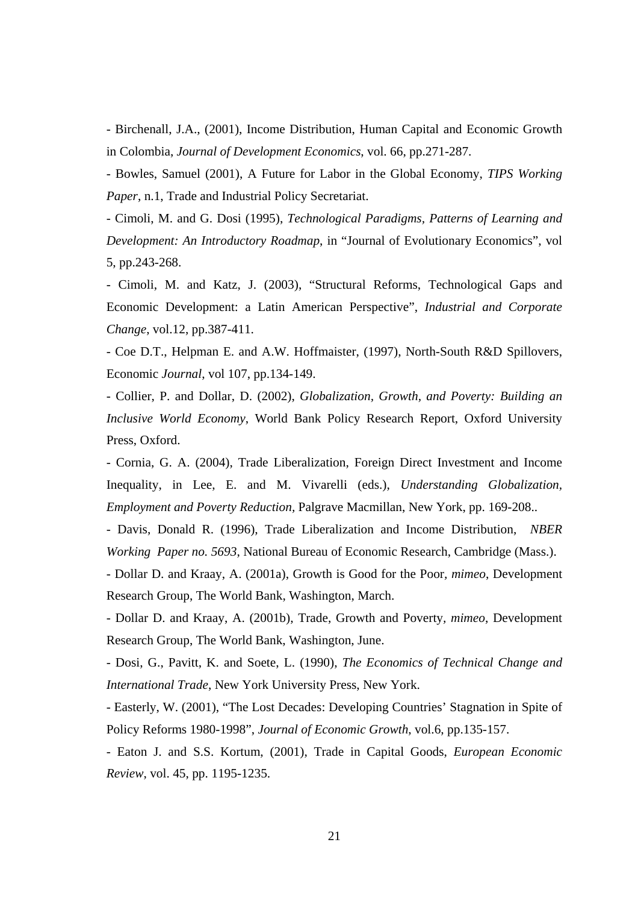- Birchenall, J.A., (2001), Income Distribution, Human Capital and Economic Growth in Colombia, *Journal of Development Economics*, vol. 66, pp.271-287.

- Bowles, Samuel (2001), A Future for Labor in the Global Economy, *TIPS Working Paper*, n.1, Trade and Industrial Policy Secretariat.

- Cimoli, M. and G. Dosi (1995), *Technological Paradigms, Patterns of Learning and Development: An Introductory Roadmap*, in "Journal of Evolutionary Economics", vol 5, pp.243-268.

- Cimoli, M. and Katz, J. (2003), "Structural Reforms, Technological Gaps and Economic Development: a Latin American Perspective", *Industrial and Corporate Change*, vol.12, pp.387-411.

- Coe D.T., Helpman E. and A.W. Hoffmaister, (1997), North-South R&D Spillovers, Economic *Journal*, vol 107, pp.134-149.

- Collier, P. and Dollar, D. (2002), *Globalization, Growth, and Poverty: Building an Inclusive World Economy*, World Bank Policy Research Report, Oxford University Press, Oxford.

- Cornia, G. A. (2004), Trade Liberalization, Foreign Direct Investment and Income Inequality, in Lee, E. and M. Vivarelli (eds.), *Understanding Globalization, Employment and Poverty Reduction*, Palgrave Macmillan, New York, pp. 169-208..

- Davis, Donald R. (1996), Trade Liberalization and Income Distribution, *NBER Working Paper no. 5693*, National Bureau of Economic Research, Cambridge (Mass.).

- Dollar D. and Kraay, A. (2001a), Growth is Good for the Poor, *mimeo*, Development Research Group, The World Bank, Washington, March.

- Dollar D. and Kraay, A. (2001b), Trade, Growth and Poverty, *mimeo*, Development Research Group, The World Bank, Washington, June.

- Dosi, G., Pavitt, K. and Soete, L. (1990), *The Economics of Technical Change and International Trade*, New York University Press, New York.

- Easterly, W. (2001), "The Lost Decades: Developing Countries' Stagnation in Spite of Policy Reforms 1980-1998", *Journal of Economic Growth*, vol.6, pp.135-157.

- Eaton J. and S.S. Kortum, (2001), Trade in Capital Goods, *European Economic Review*, vol. 45, pp. 1195-1235.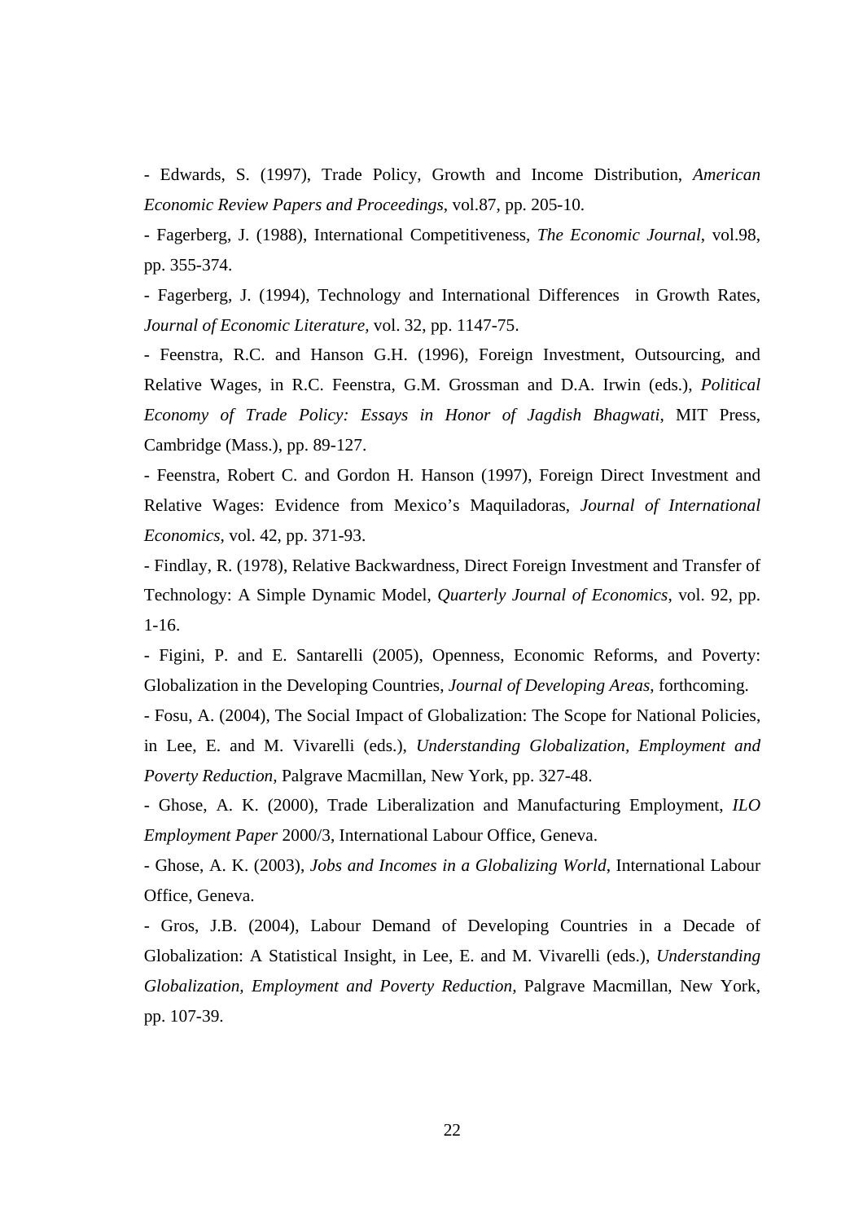- Edwards, S. (1997), Trade Policy, Growth and Income Distribution, *American Economic Review Papers and Proceedings*, vol.87, pp. 205-10.

- Fagerberg, J. (1988), International Competitiveness, *The Economic Journal*, vol.98, pp. 355-374.

- Fagerberg, J. (1994), Technology and International Differences in Growth Rates, *Journal of Economic Literature*, vol. 32, pp. 1147-75.

- Feenstra, R.C. and Hanson G.H. (1996), Foreign Investment, Outsourcing, and Relative Wages, in R.C. Feenstra, G.M. Grossman and D.A. Irwin (eds.), *Political Economy of Trade Policy: Essays in Honor of Jagdish Bhagwati*, MIT Press, Cambridge (Mass.), pp. 89-127.

- Feenstra, Robert C. and Gordon H. Hanson (1997), Foreign Direct Investment and Relative Wages: Evidence from Mexico's Maquiladoras, *Journal of International Economics*, vol. 42, pp. 371-93.

- Findlay, R. (1978), Relative Backwardness, Direct Foreign Investment and Transfer of Technology: A Simple Dynamic Model, *Quarterly Journal of Economics*, vol. 92, pp. 1-16.

- Figini, P. and E. Santarelli (2005), Openness, Economic Reforms, and Poverty: Globalization in the Developing Countries, *Journal of Developing Areas*, forthcoming.

- Fosu, A. (2004), The Social Impact of Globalization: The Scope for National Policies, in Lee, E. and M. Vivarelli (eds.), *Understanding Globalization, Employment and Poverty Reduction*, Palgrave Macmillan, New York, pp. 327-48.

- Ghose, A. K. (2000), Trade Liberalization and Manufacturing Employment, *ILO Employment Paper* 2000/3, International Labour Office, Geneva.

- Ghose, A. K. (2003), *Jobs and Incomes in a Globalizing World*, International Labour Office, Geneva.

- Gros, J.B. (2004), Labour Demand of Developing Countries in a Decade of Globalization: A Statistical Insight, in Lee, E. and M. Vivarelli (eds.), *Understanding Globalization, Employment and Poverty Reduction*, Palgrave Macmillan, New York, pp. 107-39.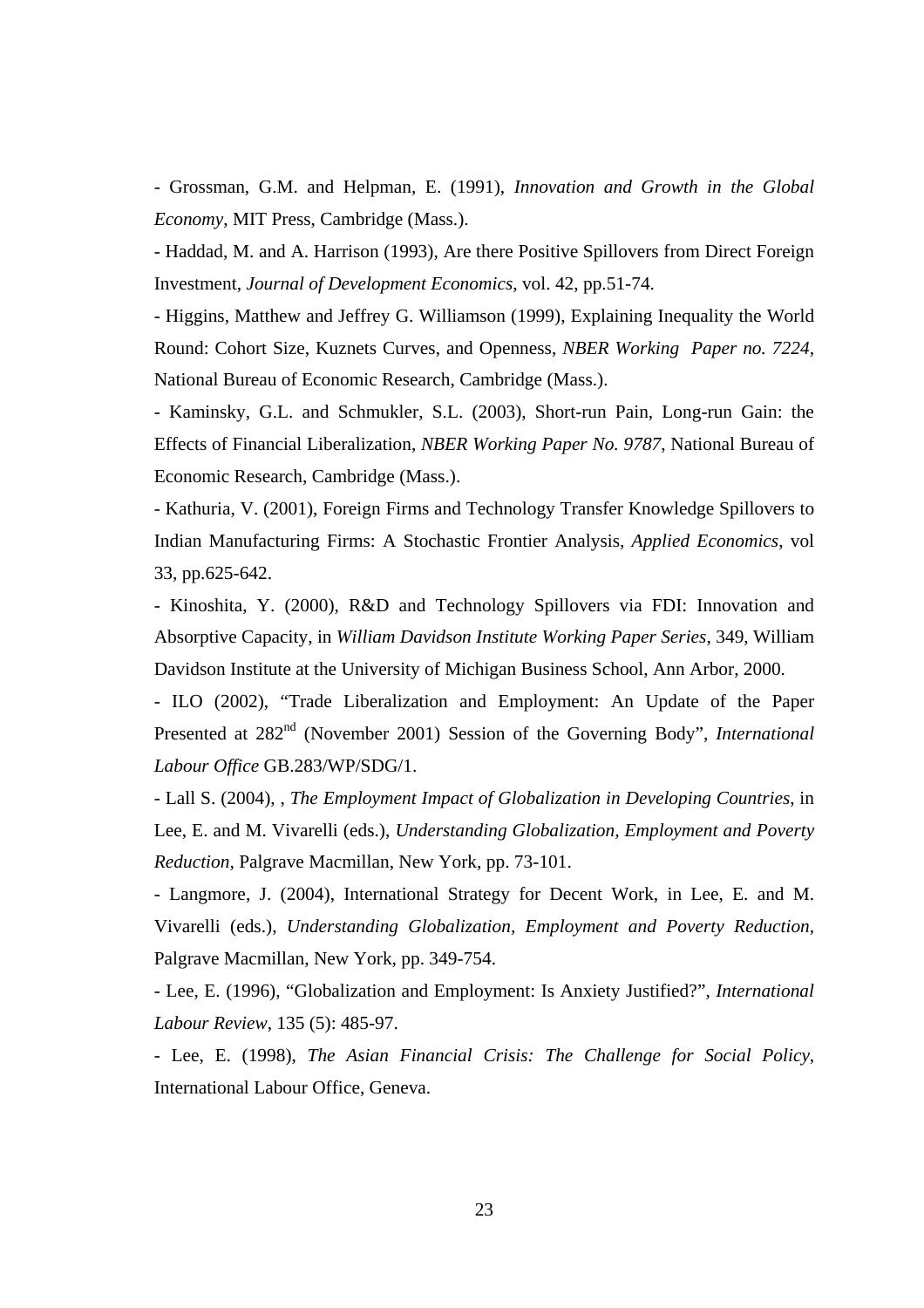- Grossman, G.M. and Helpman, E. (1991), *Innovation and Growth in the Global Economy*, MIT Press, Cambridge (Mass.).

- Haddad, M. and A. Harrison (1993), Are there Positive Spillovers from Direct Foreign Investment, *Journal of Development Economics*, vol. 42, pp.51-74.

- Higgins, Matthew and Jeffrey G. Williamson (1999), Explaining Inequality the World Round: Cohort Size, Kuznets Curves, and Openness, *NBER Working Paper no. 7224*, National Bureau of Economic Research, Cambridge (Mass.).

- Kaminsky, G.L. and Schmukler, S.L. (2003), Short-run Pain, Long-run Gain: the Effects of Financial Liberalization, *NBER Working Paper No. 9787*, National Bureau of Economic Research, Cambridge (Mass.).

- Kathuria, V. (2001), Foreign Firms and Technology Transfer Knowledge Spillovers to Indian Manufacturing Firms: A Stochastic Frontier Analysis, *Applied Economics*, vol 33, pp.625-642.

- Kinoshita, Y. (2000), R&D and Technology Spillovers via FDI: Innovation and Absorptive Capacity, in *William Davidson Institute Working Paper Series*, 349, William Davidson Institute at the University of Michigan Business School, Ann Arbor, 2000.

- ILO (2002), "Trade Liberalization and Employment: An Update of the Paper Presented at 282nd (November 2001) Session of the Governing Body", *International Labour Office* GB.283/WP/SDG/1.

- Lall S. (2004), , *The Employment Impact of Globalization in Developing Countries*, in Lee, E. and M. Vivarelli (eds.), *Understanding Globalization, Employment and Poverty Reduction*, Palgrave Macmillan, New York, pp. 73-101.

- Langmore, J. (2004), International Strategy for Decent Work, in Lee, E. and M. Vivarelli (eds.), *Understanding Globalization, Employment and Poverty Reduction*, Palgrave Macmillan, New York, pp. 349-754.

- Lee, E. (1996), "Globalization and Employment: Is Anxiety Justified?", *International Labour Review*, 135 (5): 485-97.

- Lee, E. (1998), *The Asian Financial Crisis: The Challenge for Social Policy*, International Labour Office, Geneva.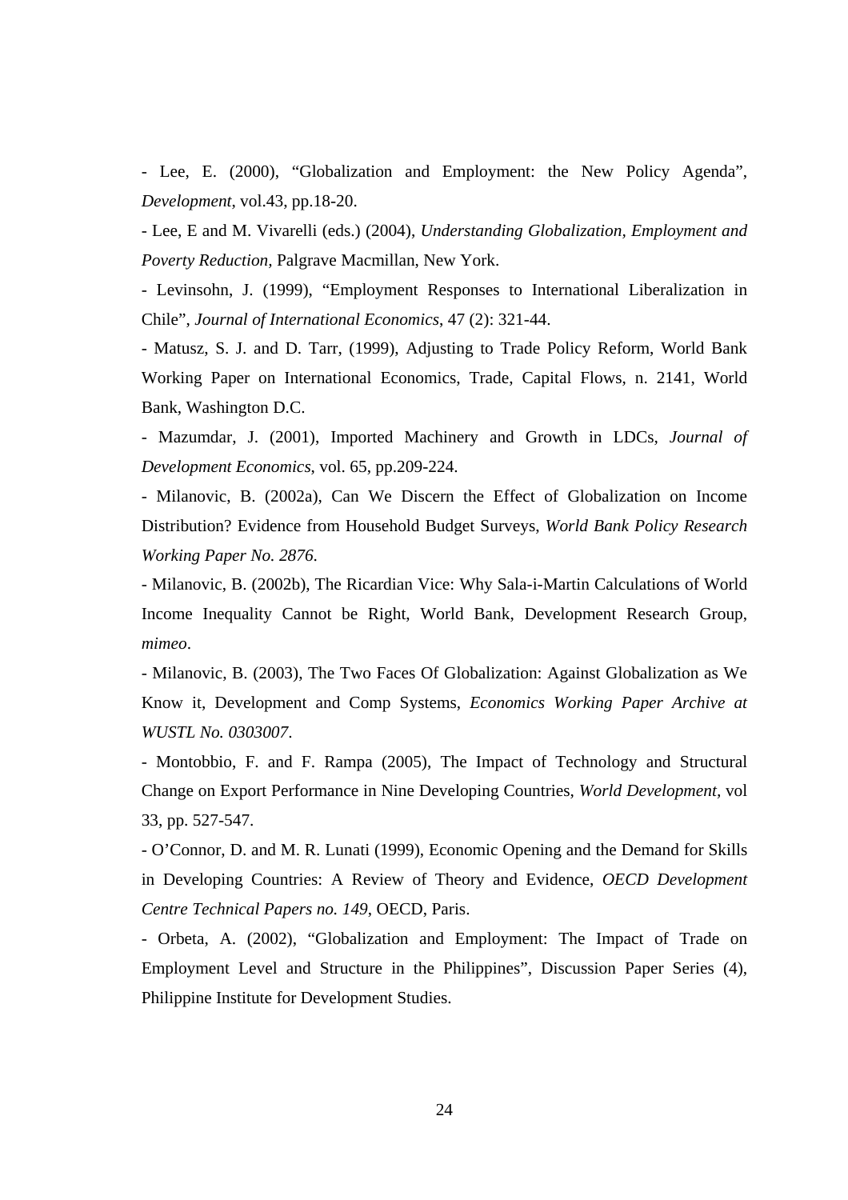- Lee, E. (2000), “Globalization and Employment: the New Policy Agenda”, *Development*, vol.43, pp.18-20.

- Lee, E and M. Vivarelli (eds.) (2004), *Understanding Globalization, Employment and Poverty Reduction*, Palgrave Macmillan, New York.

- Levinsohn, J. (1999), “Employment Responses to International Liberalization in Chile”, *Journal of International Economics*, 47 (2): 321-44.

- Matusz, S. J. and D. Tarr, (1999), Adjusting to Trade Policy Reform, World Bank Working Paper on International Economics, Trade, Capital Flows, n. 2141, World Bank, Washington D.C.

- Mazumdar, J. (2001), Imported Machinery and Growth in LDCs, *Journal of Development Economics*, vol. 65, pp.209-224.

- Milanovic, B. (2002a), Can We Discern the Effect of Globalization on Income Distribution? Evidence from Household Budget Surveys, *World Bank Policy Research Working Paper No. 2876*.

- Milanovic, B. (2002b), The Ricardian Vice: Why Sala-i-Martin Calculations of World Income Inequality Cannot be Right, World Bank, Development Research Group, *mimeo*.

- Milanovic, B. (2003), The Two Faces Of Globalization: Against Globalization as We Know it, Development and Comp Systems, *Economics Working Paper Archive at WUSTL No. 0303007*.

- Montobbio, F. and F. Rampa (2005), The Impact of Technology and Structural Change on Export Performance in Nine Developing Countries, *World Development*, vol 33, pp. 527-547.

- O’Connor, D. and M. R. Lunati (1999), Economic Opening and the Demand for Skills in Developing Countries: A Review of Theory and Evidence, *OECD Development Centre Technical Papers no. 149*, OECD, Paris.

- Orbeta, A. (2002), “Globalization and Employment: The Impact of Trade on Employment Level and Structure in the Philippines”, Discussion Paper Series (4), Philippine Institute for Development Studies.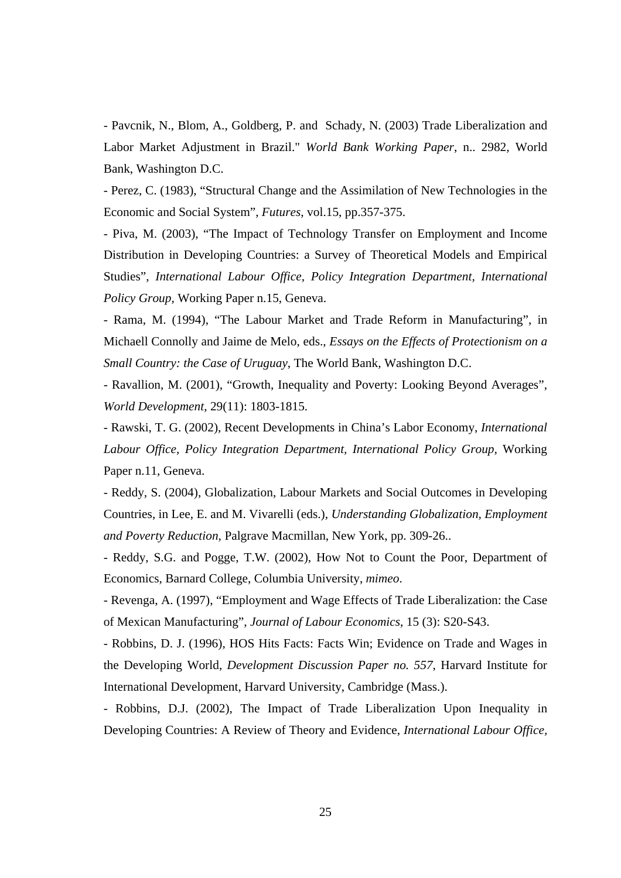- Pavcnik, N., Blom, A., Goldberg, P. and Schady, N. (2003) Trade Liberalization and Labor Market Adjustment in Brazil." *World Bank Working Paper*, n.. 2982, World Bank, Washington D.C.

- Perez, C. (1983), "Structural Change and the Assimilation of New Technologies in the Economic and Social System", *Futures*, vol.15, pp.357-375.

- Piva, M. (2003), "The Impact of Technology Transfer on Employment and Income Distribution in Developing Countries: a Survey of Theoretical Models and Empirical Studies", *International Labour Office, Policy Integration Department, International Policy Group*, Working Paper n.15, Geneva.

- Rama, M. (1994), "The Labour Market and Trade Reform in Manufacturing", in Michaell Connolly and Jaime de Melo, eds., *Essays on the Effects of Protectionism on a Small Country: the Case of Uruguay*, The World Bank, Washington D.C.

- Ravallion, M. (2001), "Growth, Inequality and Poverty: Looking Beyond Averages", *World Development*, 29(11): 1803-1815.

- Rawski, T. G. (2002), Recent Developments in China's Labor Economy, *International Labour Office, Policy Integration Department, International Policy Group*, Working Paper n.11, Geneva.

- Reddy, S. (2004), Globalization, Labour Markets and Social Outcomes in Developing Countries, in Lee, E. and M. Vivarelli (eds.), *Understanding Globalization, Employment and Poverty Reduction*, Palgrave Macmillan, New York, pp. 309-26..

- Reddy, S.G. and Pogge, T.W. (2002), How Not to Count the Poor, Department of Economics, Barnard College, Columbia University, *mimeo*.

- Revenga, A. (1997), "Employment and Wage Effects of Trade Liberalization: the Case of Mexican Manufacturing", *Journal of Labour Economics*, 15 (3): S20-S43.

- Robbins, D. J. (1996), HOS Hits Facts: Facts Win; Evidence on Trade and Wages in the Developing World, *Development Discussion Paper no. 557*, Harvard Institute for International Development, Harvard University, Cambridge (Mass.).

- Robbins, D.J. (2002), The Impact of Trade Liberalization Upon Inequality in Developing Countries: A Review of Theory and Evidence, *International Labour Office,*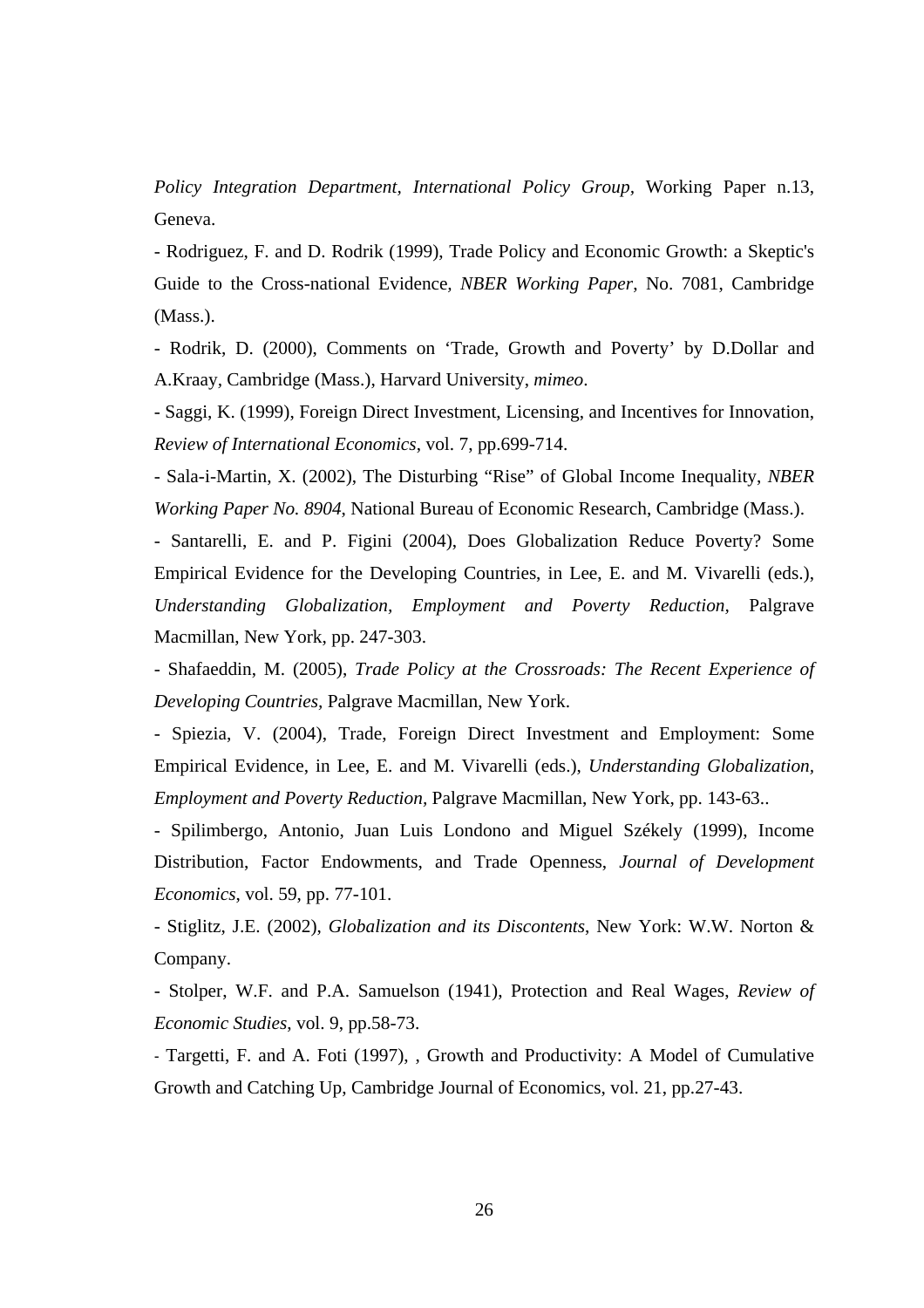*Policy Integration Department, International Policy Group*, Working Paper n.13, Geneva.

- Rodriguez, F. and D. Rodrik (1999), Trade Policy and Economic Growth: a Skeptic's Guide to the Cross-national Evidence, *NBER Working Paper*, No. 7081, Cambridge (Mass.).

- Rodrik, D. (2000), Comments on 'Trade, Growth and Poverty' by D.Dollar and A.Kraay, Cambridge (Mass.), Harvard University, *mimeo*.

- Saggi, K. (1999), Foreign Direct Investment, Licensing, and Incentives for Innovation, *Review of International Economics*, vol. 7, pp.699-714.

- Sala-i-Martin, X. (2002), The Disturbing "Rise" of Global Income Inequality, *NBER Working Paper No. 8904*, National Bureau of Economic Research, Cambridge (Mass.).

- Santarelli, E. and P. Figini (2004), Does Globalization Reduce Poverty? Some Empirical Evidence for the Developing Countries, in Lee, E. and M. Vivarelli (eds.), *Understanding Globalization, Employment and Poverty Reduction*, Palgrave Macmillan, New York, pp. 247-303.

- Shafaeddin, M. (2005), *Trade Policy at the Crossroads: The Recent Experience of Developing Countries*, Palgrave Macmillan, New York.

- Spiezia, V. (2004), Trade, Foreign Direct Investment and Employment: Some Empirical Evidence, in Lee, E. and M. Vivarelli (eds.), *Understanding Globalization, Employment and Poverty Reduction*, Palgrave Macmillan, New York, pp. 143-63..

- Spilimbergo, Antonio, Juan Luis Londono and Miguel Székely (1999), Income Distribution, Factor Endowments, and Trade Openness, *Journal of Development Economics*, vol. 59, pp. 77-101.

- Stiglitz, J.E. (2002), *Globalization and its Discontents*, New York: W.W. Norton & Company.

- Stolper, W.F. and P.A. Samuelson (1941), Protection and Real Wages, *Review of Economic Studies*, vol. 9, pp.58-73.

- Targetti, F. and A. Foti (1997), , Growth and Productivity: A Model of Cumulative Growth and Catching Up, Cambridge Journal of Economics, vol. 21, pp.27-43.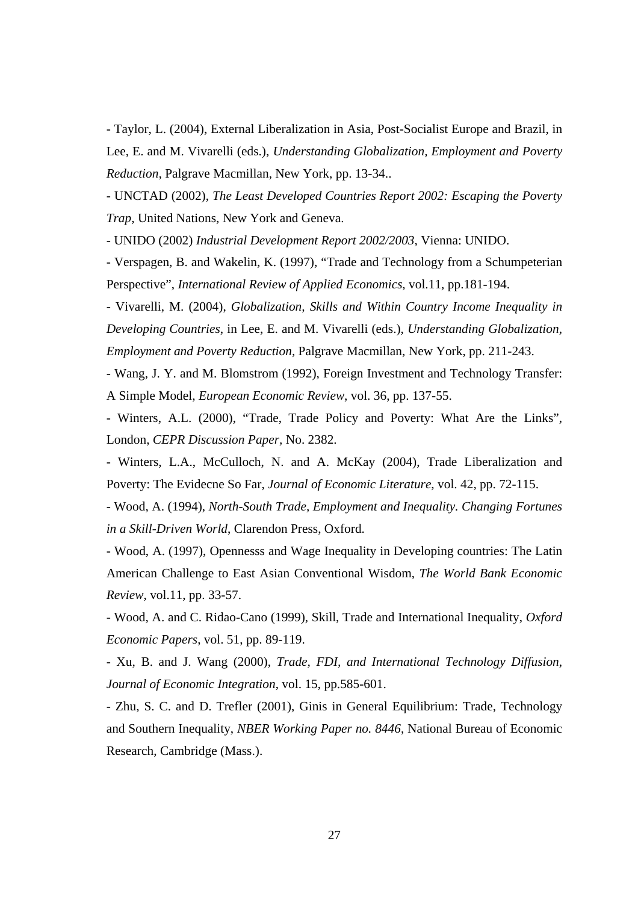- Taylor, L. (2004), External Liberalization in Asia, Post-Socialist Europe and Brazil, in Lee, E. and M. Vivarelli (eds.), *Understanding Globalization, Employment and Poverty Reduction*, Palgrave Macmillan, New York, pp. 13-34..

- UNCTAD (2002), *The Least Developed Countries Report 2002: Escaping the Poverty Trap*, United Nations, New York and Geneva.

- UNIDO (2002) *Industrial Development Report 2002/2003*, Vienna: UNIDO.

- Verspagen, B. and Wakelin, K. (1997), "Trade and Technology from a Schumpeterian Perspective", *International Review of Applied Economics*, vol.11, pp.181-194.

- Vivarelli, M. (2004), *Globalization, Skills and Within Country Income Inequality in Developing Countries*, in Lee, E. and M. Vivarelli (eds.), *Understanding Globalization, Employment and Poverty Reduction*, Palgrave Macmillan, New York, pp. 211-243.

- Wang, J. Y. and M. Blomstrom (1992), Foreign Investment and Technology Transfer: A Simple Model, *European Economic Review*, vol. 36, pp. 137-55.

- Winters, A.L. (2000), "Trade, Trade Policy and Poverty: What Are the Links", London, *CEPR Discussion Paper*, No. 2382.

- Winters, L.A., McCulloch, N. and A. McKay (2004), Trade Liberalization and Poverty: The Evidecne So Far, *Journal of Economic Literature*, vol. 42, pp. 72-115.

- Wood, A. (1994), *North-South Trade, Employment and Inequality. Changing Fortunes in a Skill-Driven World*, Clarendon Press, Oxford.

- Wood, A. (1997), Opennesss and Wage Inequality in Developing countries: The Latin American Challenge to East Asian Conventional Wisdom, *The World Bank Economic Review*, vol.11, pp. 33-57.

- Wood, A. and C. Ridao-Cano (1999), Skill, Trade and International Inequality, *Oxford Economic Papers*, vol. 51, pp. 89-119.

- Xu, B. and J. Wang (2000), *Trade, FDI, and International Technology Diffusion*, *Journal of Economic Integration*, vol. 15, pp.585-601.

- Zhu, S. C. and D. Trefler (2001), Ginis in General Equilibrium: Trade, Technology and Southern Inequality, *NBER Working Paper no. 8446*, National Bureau of Economic Research, Cambridge (Mass.).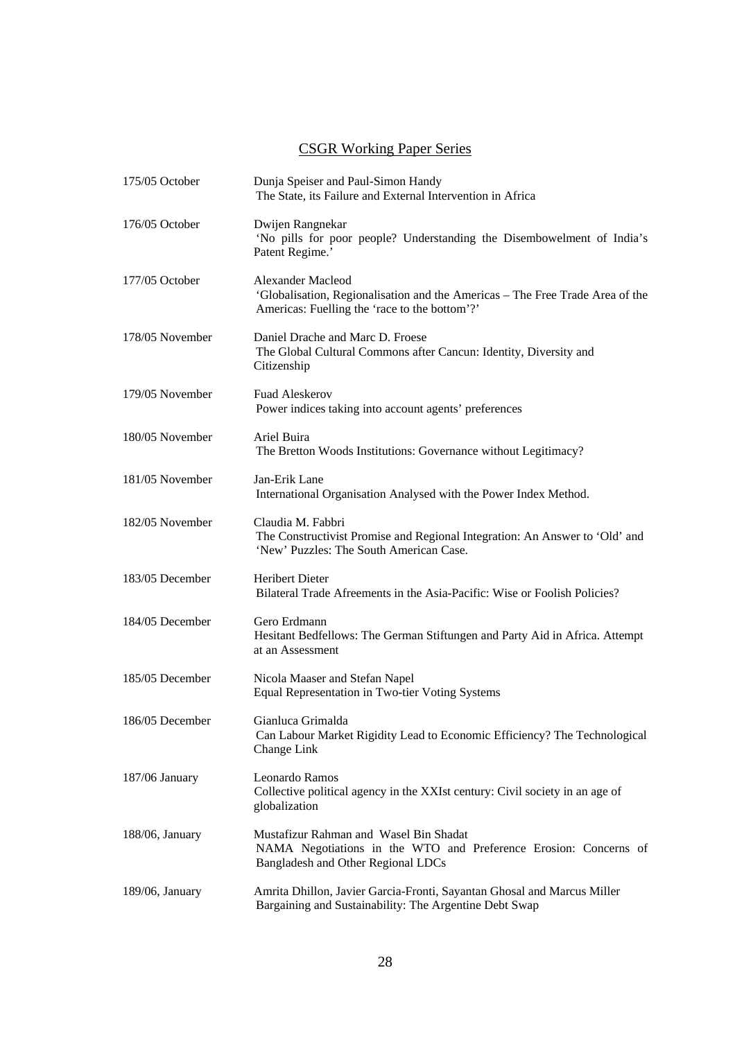## CSGR Working Paper Series

175/05 October — Dunja Speiser and Paul-Simon Handy
The State, its Failure and External Intervention in Africa

176/05 October — Dwijen Rangnekar
'No pills for poor people? Understanding the Disembowelment of India's Patent Regime.'

177/05 October — Alexander Macleod
'Globalisation, Regionalisation and the Americas – The Free Trade Area of the Americas: Fuelling the 'race to the bottom'?'

178/05 November — Daniel Drache and Marc D. Froese
The Global Cultural Commons after Cancun: Identity, Diversity and Citizenship

179/05 November — Fuad Aleskerov
Power indices taking into account agents' preferences

180/05 November — Ariel Buira
The Bretton Woods Institutions: Governance without Legitimacy?

181/05 November — Jan-Erik Lane
International Organisation Analysed with the Power Index Method.

182/05 November — Claudia M. Fabbri
The Constructivist Promise and Regional Integration: An Answer to 'Old' and 'New' Puzzles: The South American Case.

183/05 December — Heribert Dieter
Bilateral Trade Afreements in the Asia-Pacific: Wise or Foolish Policies?

184/05 December — Gero Erdmann
Hesitant Bedfellows: The German Stiftungen and Party Aid in Africa. Attempt at an Assessment

185/05 December — Nicola Maaser and Stefan Napel
Equal Representation in Two-tier Voting Systems

186/05 December — Gianluca Grimalda
Can Labour Market Rigidity Lead to Economic Efficiency? The Technological Change Link

187/06 January — Leonardo Ramos
Collective political agency in the XXIst century: Civil society in an age of globalization

188/06, January — Mustafizur Rahman and Wasel Bin Shadat
NAMA Negotiations in the WTO and Preference Erosion: Concerns of Bangladesh and Other Regional LDCs

189/06, January — Amrita Dhillon, Javier Garcia-Fronti, Sayantan Ghosal and Marcus Miller
Bargaining and Sustainability: The Argentine Debt Swap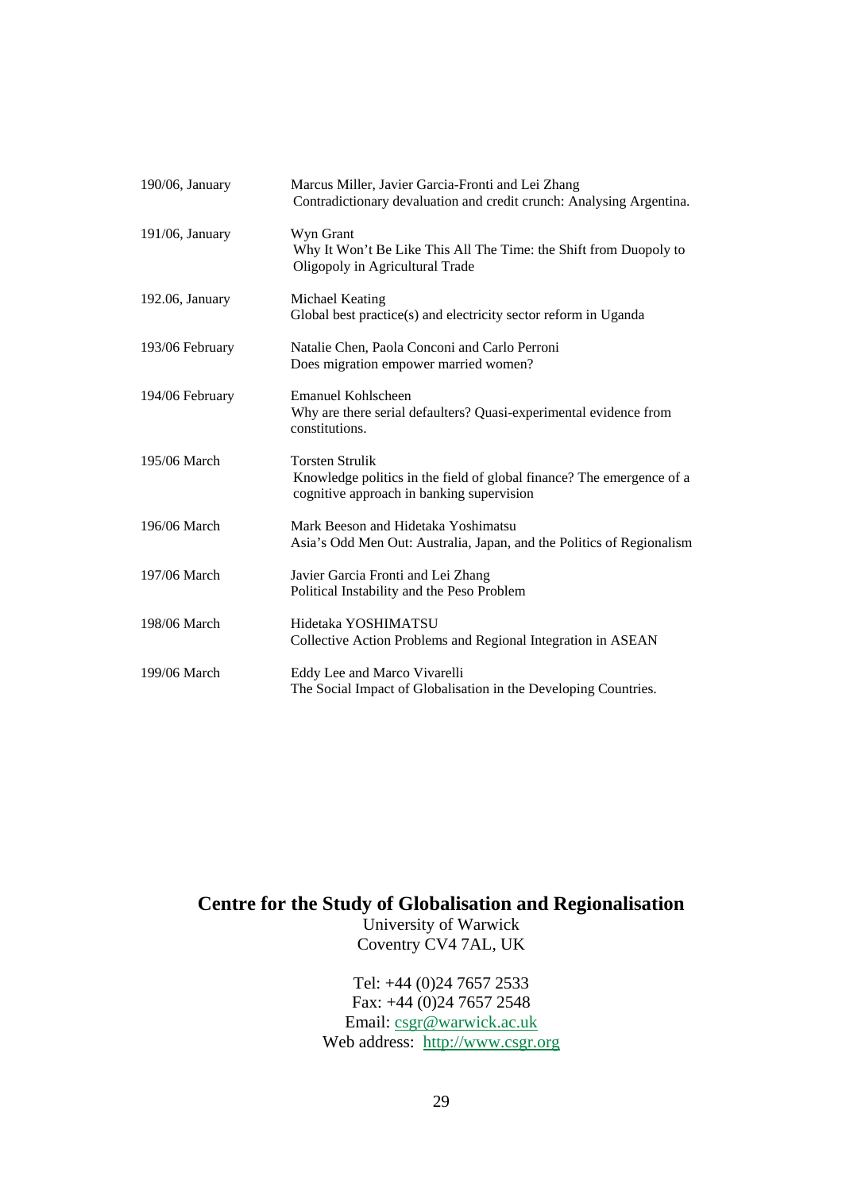190/06, January — Marcus Miller, Javier Garcia-Fronti and Lei Zhang
Contradictionary devaluation and credit crunch: Analysing Argentina.

191/06, January — Wyn Grant
Why It Won't Be Like This All The Time: the Shift from Duopoly to Oligopoly in Agricultural Trade

192.06, January — Michael Keating
Global best practice(s) and electricity sector reform in Uganda

193/06 February — Natalie Chen, Paola Conconi and Carlo Perroni
Does migration empower married women?

194/06 February — Emanuel Kohlscheen
Why are there serial defaulters? Quasi-experimental evidence from constitutions.

195/06 March — Torsten Strulik
Knowledge politics in the field of global finance? The emergence of a cognitive approach in banking supervision

196/06 March — Mark Beeson and Hidetaka Yoshimatsu
Asia's Odd Men Out: Australia, Japan, and the Politics of Regionalism

197/06 March — Javier Garcia Fronti and Lei Zhang
Political Instability and the Peso Problem

198/06 March — Hidetaka YOSHIMATSU
Collective Action Problems and Regional Integration in ASEAN

199/06 March — Eddy Lee and Marco Vivarelli
The Social Impact of Globalisation in the Developing Countries.

**Centre for the Study of Globalisation and Regionalisation**
University of Warwick
Coventry CV4 7AL, UK

Tel: +44 (0)24 7657 2533
Fax: +44 (0)24 7657 2548
Email: csgr@warwick.ac.uk
Web address: http://www.csgr.org